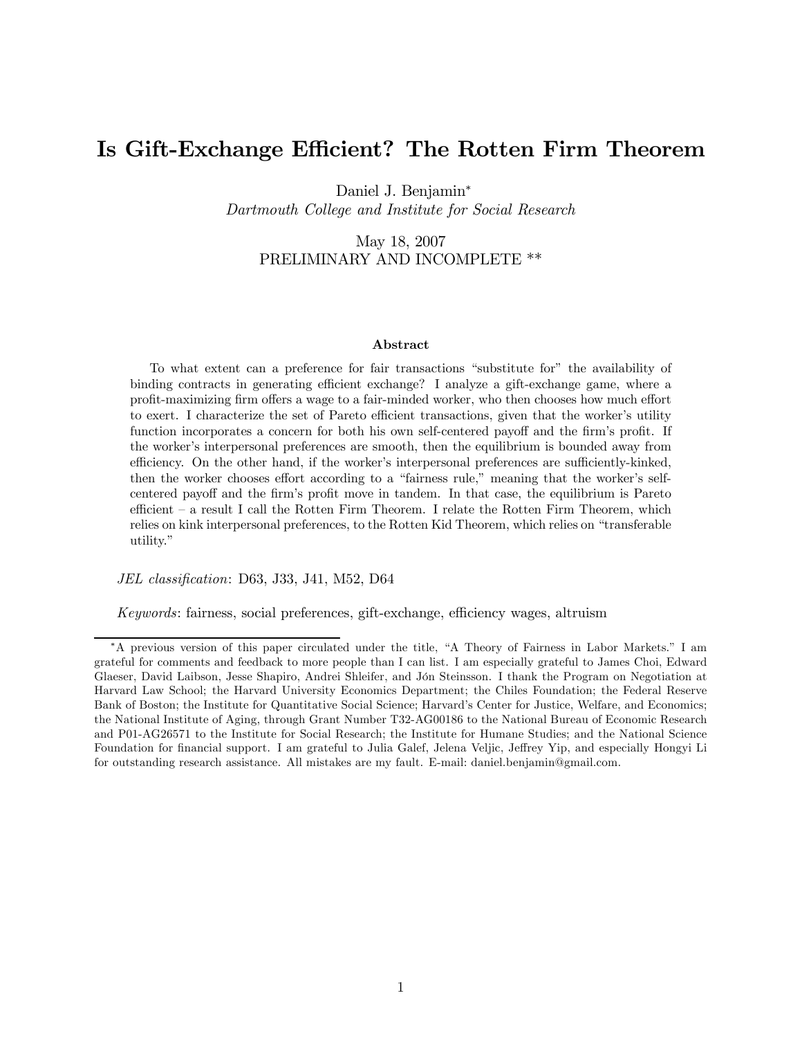# Is Gift-Exchange Efficient? The Rotten Firm Theorem

Daniel J. Benjamin*

*Dartmouth College and Institute for Social Research*

May 18, 2007

PRELIMINARY AND INCOMPLETE **

### Abstract

To what extent can a preference for fair transactions "substitute for" the availability of binding contracts in generating efficient exchange? I analyze a gift-exchange game, where a profit-maximizing firm offers a wage to a fair-minded worker, who then chooses how much effort to exert. I characterize the set of Pareto efficient transactions, given that the worker's utility function incorporates a concern for both his own self-centered payoff and the firm's profit. If the worker's interpersonal preferences are smooth, then the equilibrium is bounded away from efficiency. On the other hand, if the worker's interpersonal preferences are sufficiently-kinked, then the worker chooses effort according to a "fairness rule," meaning that the worker's self-centered payoff and the firm's profit move in tandem. In that case, the equilibrium is Pareto efficient – a result I call the Rotten Firm Theorem. I relate the Rotten Firm Theorem, which relies on kink interpersonal preferences, to the Rotten Kid Theorem, which relies on "transferable utility."

*JEL classification*: D63, J33, J41, M52, D64

*Keywords*: fairness, social preferences, gift-exchange, efficiency wages, altruism

---

*A previous version of this paper circulated under the title, "A Theory of Fairness in Labor Markets." I am grateful for comments and feedback to more people than I can list. I am especially grateful to James Choi, Edward Glaeser, David Laibson, Jesse Shapiro, Andrei Shleifer, and Jón Steinsson. I thank the Program on Negotiation at Harvard Law School; the Harvard University Economics Department; the Chiles Foundation; the Federal Reserve Bank of Boston; the Institute for Quantitative Social Science; Harvard's Center for Justice, Welfare, and Economics; the National Institute of Aging, through Grant Number T32-AG00186 to the National Bureau of Economic Research and P01-AG26571 to the Institute for Social Research; the Institute for Humane Studies; and the National Science Foundation for financial support. I am grateful to Julia Galef, Jelena Veljic, Jeffrey Yip, and especially Hongyi Li for outstanding research assistance. All mistakes are my fault. E-mail: daniel.benjamin@gmail.com.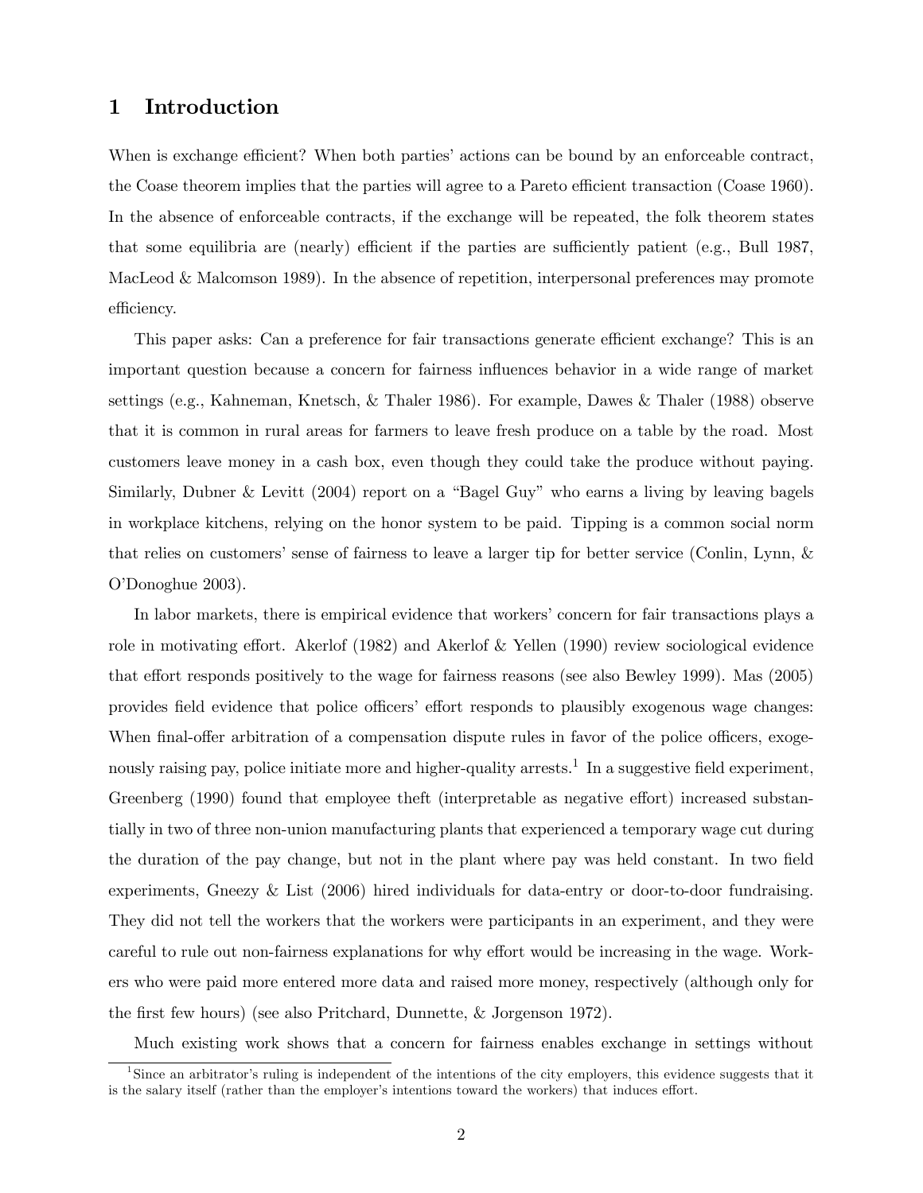# 1 Introduction

When is exchange efficient? When both parties' actions can be bound by an enforceable contract, the Coase theorem implies that the parties will agree to a Pareto efficient transaction (Coase 1960). In the absence of enforceable contracts, if the exchange will be repeated, the folk theorem states that some equilibria are (nearly) efficient if the parties are sufficiently patient (e.g., Bull 1987, MacLeod & Malcomson 1989). In the absence of repetition, interpersonal preferences may promote efficiency.

This paper asks: Can a preference for fair transactions generate efficient exchange? This is an important question because a concern for fairness influences behavior in a wide range of market settings (e.g., Kahneman, Knetsch, & Thaler 1986). For example, Dawes & Thaler (1988) observe that it is common in rural areas for farmers to leave fresh produce on a table by the road. Most customers leave money in a cash box, even though they could take the produce without paying. Similarly, Dubner & Levitt (2004) report on a "Bagel Guy" who earns a living by leaving bagels in workplace kitchens, relying on the honor system to be paid. Tipping is a common social norm that relies on customers' sense of fairness to leave a larger tip for better service (Conlin, Lynn, & O'Donoghue 2003).

In labor markets, there is empirical evidence that workers' concern for fair transactions plays a role in motivating effort. Akerlof (1982) and Akerlof & Yellen (1990) review sociological evidence that effort responds positively to the wage for fairness reasons (see also Bewley 1999). Mas (2005) provides field evidence that police officers' effort responds to plausibly exogenous wage changes: When final-offer arbitration of a compensation dispute rules in favor of the police officers, exogenously raising pay, police initiate more and higher-quality arrests.[1] In a suggestive field experiment, Greenberg (1990) found that employee theft (interpretable as negative effort) increased substantially in two of three non-union manufacturing plants that experienced a temporary wage cut during the duration of the pay change, but not in the plant where pay was held constant. In two field experiments, Gneezy & List (2006) hired individuals for data-entry or door-to-door fundraising. They did not tell the workers that the workers were participants in an experiment, and they were careful to rule out non-fairness explanations for why effort would be increasing in the wage. Workers who were paid more entered more data and raised more money, respectively (although only for the first few hours) (see also Pritchard, Dunnette, & Jorgenson 1972).

Much existing work shows that a concern for fairness enables exchange in settings without

[1] Since an arbitrator's ruling is independent of the intentions of the city employers, this evidence suggests that it is the salary itself (rather than the employer's intentions toward the workers) that induces effort.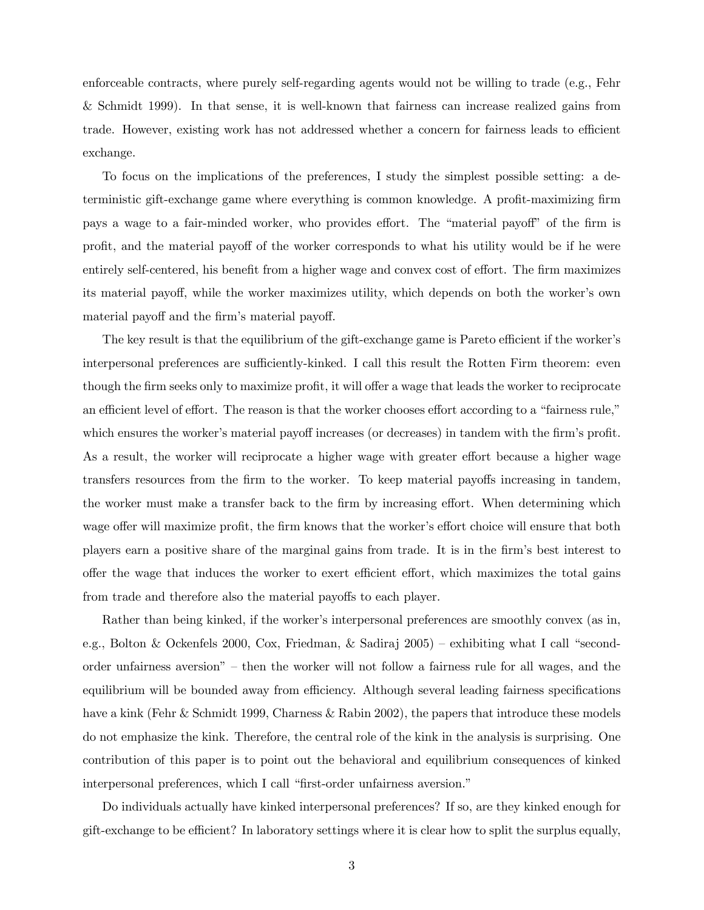enforceable contracts, where purely self-regarding agents would not be willing to trade (e.g., Fehr & Schmidt 1999). In that sense, it is well-known that fairness can increase realized gains from trade. However, existing work has not addressed whether a concern for fairness leads to efficient exchange.

To focus on the implications of the preferences, I study the simplest possible setting: a deterministic gift-exchange game where everything is common knowledge. A profit-maximizing firm pays a wage to a fair-minded worker, who provides effort. The "material payoff" of the firm is profit, and the material payoff of the worker corresponds to what his utility would be if he were entirely self-centered, his benefit from a higher wage and convex cost of effort. The firm maximizes its material payoff, while the worker maximizes utility, which depends on both the worker's own material payoff and the firm's material payoff.

The key result is that the equilibrium of the gift-exchange game is Pareto efficient if the worker's interpersonal preferences are sufficiently-kinked. I call this result the Rotten Firm theorem: even though the firm seeks only to maximize profit, it will offer a wage that leads the worker to reciprocate an efficient level of effort. The reason is that the worker chooses effort according to a "fairness rule," which ensures the worker's material payoff increases (or decreases) in tandem with the firm's profit. As a result, the worker will reciprocate a higher wage with greater effort because a higher wage transfers resources from the firm to the worker. To keep material payoffs increasing in tandem, the worker must make a transfer back to the firm by increasing effort. When determining which wage offer will maximize profit, the firm knows that the worker's effort choice will ensure that both players earn a positive share of the marginal gains from trade. It is in the firm's best interest to offer the wage that induces the worker to exert efficient effort, which maximizes the total gains from trade and therefore also the material payoffs to each player.

Rather than being kinked, if the worker's interpersonal preferences are smoothly convex (as in, e.g., Bolton & Ockenfels 2000, Cox, Friedman, & Sadiraj 2005) – exhibiting what I call "second-order unfairness aversion" – then the worker will not follow a fairness rule for all wages, and the equilibrium will be bounded away from efficiency. Although several leading fairness specifications have a kink (Fehr & Schmidt 1999, Charness & Rabin 2002), the papers that introduce these models do not emphasize the kink. Therefore, the central role of the kink in the analysis is surprising. One contribution of this paper is to point out the behavioral and equilibrium consequences of kinked interpersonal preferences, which I call "first-order unfairness aversion."

Do individuals actually have kinked interpersonal preferences? If so, are they kinked enough for gift-exchange to be efficient? In laboratory settings where it is clear how to split the surplus equally,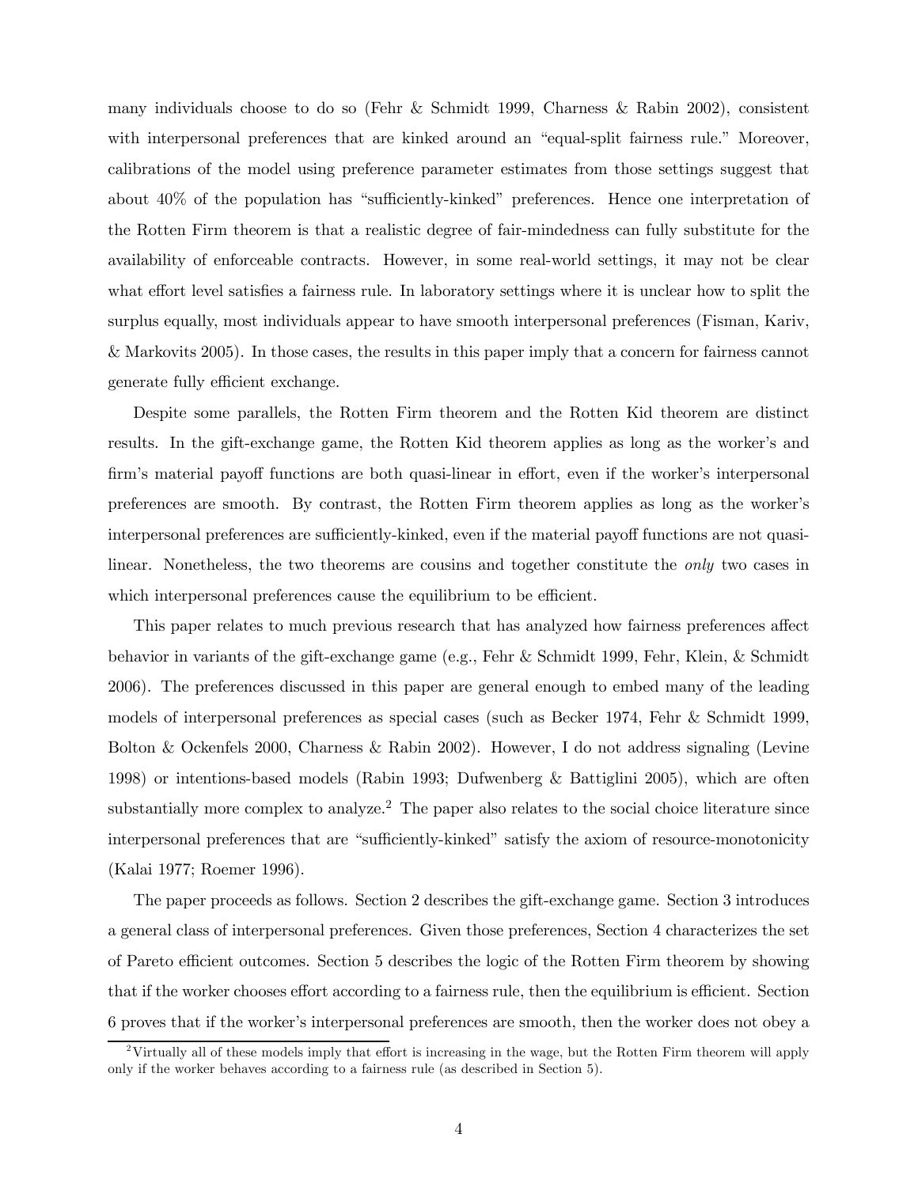many individuals choose to do so (Fehr & Schmidt 1999, Charness & Rabin 2002), consistent with interpersonal preferences that are kinked around an "equal-split fairness rule." Moreover, calibrations of the model using preference parameter estimates from those settings suggest that about 40% of the population has "sufficiently-kinked" preferences. Hence one interpretation of the Rotten Firm theorem is that a realistic degree of fair-mindedness can fully substitute for the availability of enforceable contracts. However, in some real-world settings, it may not be clear what effort level satisfies a fairness rule. In laboratory settings where it is unclear how to split the surplus equally, most individuals appear to have smooth interpersonal preferences (Fisman, Kariv, & Markovits 2005). In those cases, the results in this paper imply that a concern for fairness cannot generate fully efficient exchange.

Despite some parallels, the Rotten Firm theorem and the Rotten Kid theorem are distinct results. In the gift-exchange game, the Rotten Kid theorem applies as long as the worker's and firm's material payoff functions are both quasi-linear in effort, even if the worker's interpersonal preferences are smooth. By contrast, the Rotten Firm theorem applies as long as the worker's interpersonal preferences are sufficiently-kinked, even if the material payoff functions are not quasi-linear. Nonetheless, the two theorems are cousins and together constitute the *only* two cases in which interpersonal preferences cause the equilibrium to be efficient.

This paper relates to much previous research that has analyzed how fairness preferences affect behavior in variants of the gift-exchange game (e.g., Fehr & Schmidt 1999, Fehr, Klein, & Schmidt 2006). The preferences discussed in this paper are general enough to embed many of the leading models of interpersonal preferences as special cases (such as Becker 1974, Fehr & Schmidt 1999, Bolton & Ockenfels 2000, Charness & Rabin 2002). However, I do not address signaling (Levine 1998) or intentions-based models (Rabin 1993; Dufwenberg & Battiglini 2005), which are often substantially more complex to analyze.[2] The paper also relates to the social choice literature since interpersonal preferences that are "sufficiently-kinked" satisfy the axiom of resource-monotonicity (Kalai 1977; Roemer 1996).

The paper proceeds as follows. Section 2 describes the gift-exchange game. Section 3 introduces a general class of interpersonal preferences. Given those preferences, Section 4 characterizes the set of Pareto efficient outcomes. Section 5 describes the logic of the Rotten Firm theorem by showing that if the worker chooses effort according to a fairness rule, then the equilibrium is efficient. Section 6 proves that if the worker's interpersonal preferences are smooth, then the worker does not obey a

[2] Virtually all of these models imply that effort is increasing in the wage, but the Rotten Firm theorem will apply only if the worker behaves according to a fairness rule (as described in Section 5).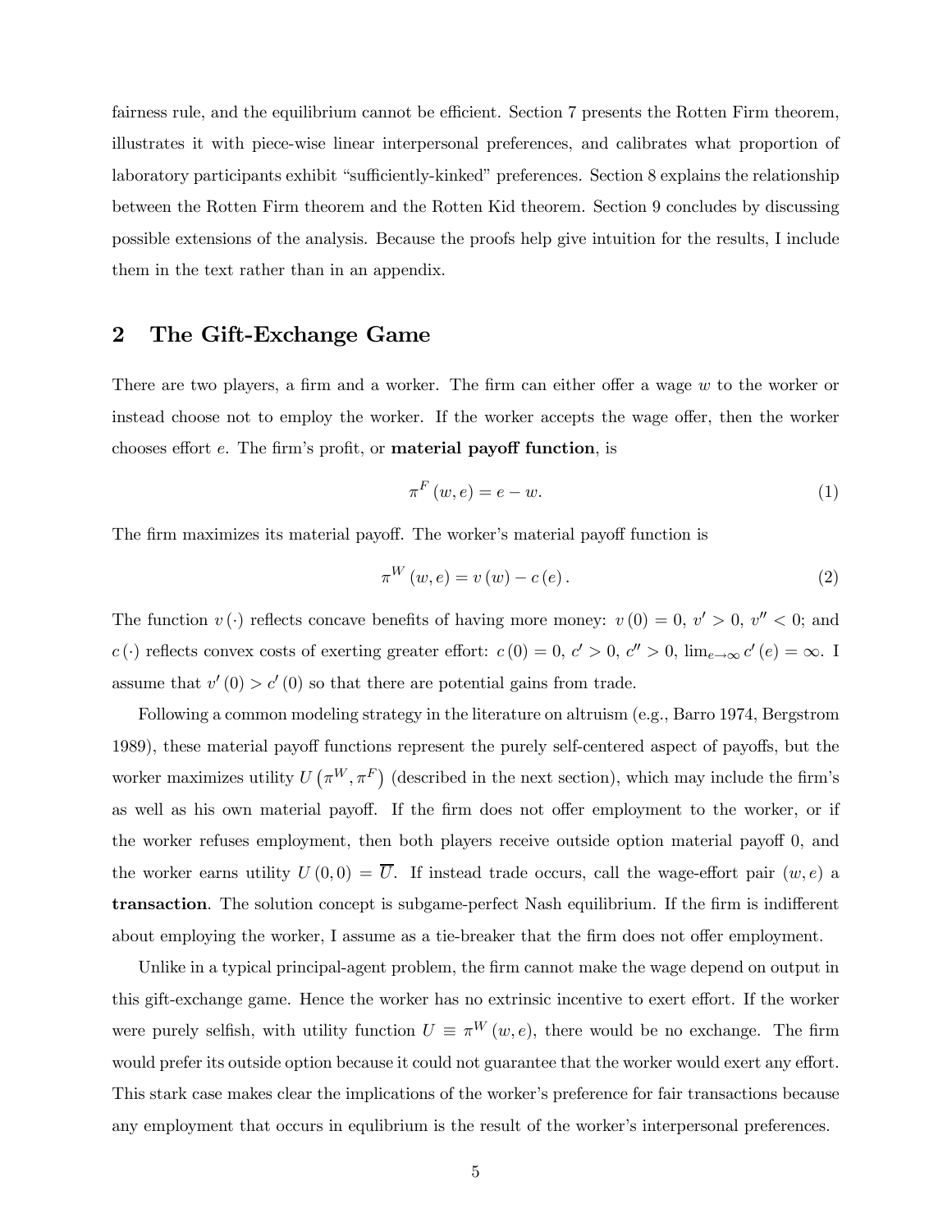fairness rule, and the equilibrium cannot be efficient. Section 7 presents the Rotten Firm theorem, illustrates it with piece-wise linear interpersonal preferences, and calibrates what proportion of laboratory participants exhibit "sufficiently-kinked" preferences. Section 8 explains the relationship between the Rotten Firm theorem and the Rotten Kid theorem. Section 9 concludes by discussing possible extensions of the analysis. Because the proofs help give intuition for the results, I include them in the text rather than in an appendix.

## 2 The Gift-Exchange Game

There are two players, a firm and a worker. The firm can either offer a wage $w$ to the worker or instead choose not to employ the worker. If the worker accepts the wage offer, then the worker chooses effort $e$. The firm's profit, or **material payoff function**, is

$$\pi^F(w,e) = e - w. \tag{1}$$

The firm maximizes its material payoff. The worker's material payoff function is

$$\pi^W(w,e) = v(w) - c(e). \tag{2}$$

The function $v(\cdot)$ reflects concave benefits of having more money: $v(0) = 0$, $v' > 0$, $v'' < 0$; and $c(\cdot)$ reflects convex costs of exerting greater effort: $c(0) = 0$, $c' > 0$, $c'' > 0$, $\lim_{e\to\infty} c'(e) = \infty$. I assume that $v'(0) > c'(0)$ so that there are potential gains from trade.

Following a common modeling strategy in the literature on altruism (e.g., Barro 1974, Bergstrom 1989), these material payoff functions represent the purely self-centered aspect of payoffs, but the worker maximizes utility $U(\pi^W, \pi^F)$ (described in the next section), which may include the firm's as well as his own material payoff. If the firm does not offer employment to the worker, or if the worker refuses employment, then both players receive outside option material payoff 0, and the worker earns utility $U(0,0) = \overline{U}$. If instead trade occurs, call the wage-effort pair $(w,e)$ a **transaction**. The solution concept is subgame-perfect Nash equilibrium. If the firm is indifferent about employing the worker, I assume as a tie-breaker that the firm does not offer employment.

Unlike in a typical principal-agent problem, the firm cannot make the wage depend on output in this gift-exchange game. Hence the worker has no extrinsic incentive to exert effort. If the worker were purely selfish, with utility function $U \equiv \pi^W(w,e)$, there would be no exchange. The firm would prefer its outside option because it could not guarantee that the worker would exert any effort. This stark case makes clear the implications of the worker's preference for fair transactions because any employment that occurs in equilibrium is the result of the worker's interpersonal preferences.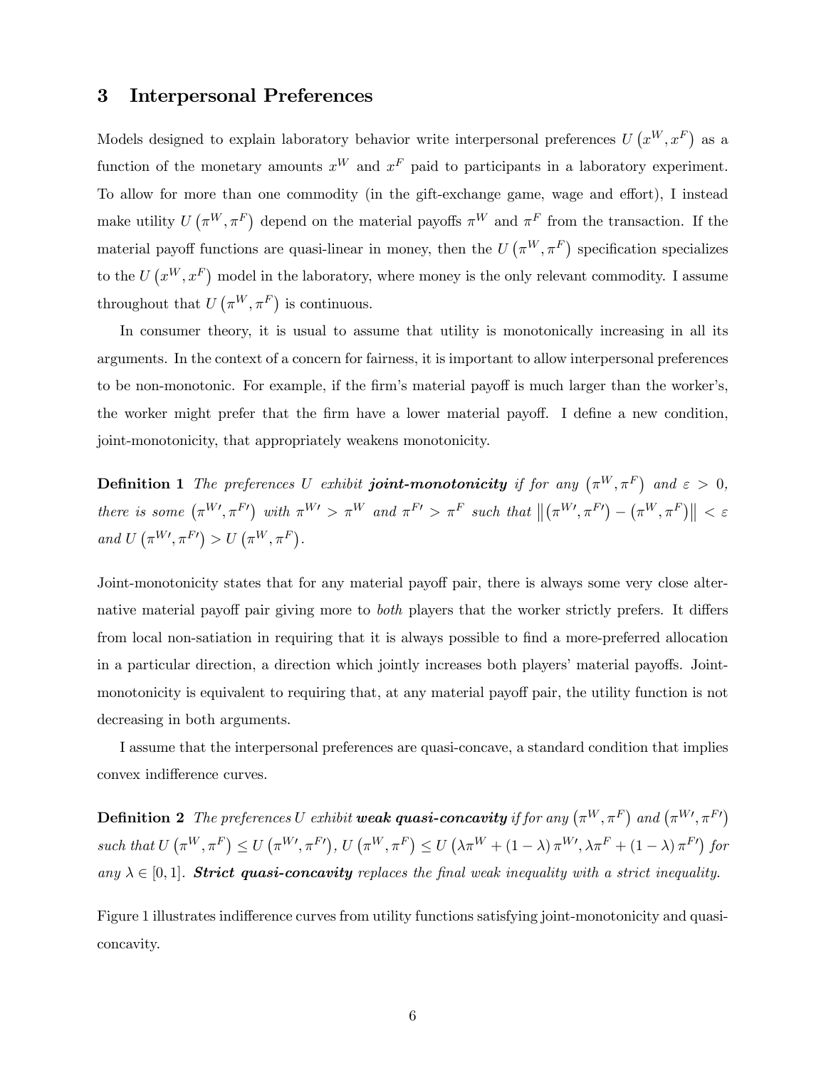## 3 Interpersonal Preferences

Models designed to explain laboratory behavior write interpersonal preferences $U\left(x^W, x^F\right)$ as a function of the monetary amounts $x^W$ and $x^F$ paid to participants in a laboratory experiment. To allow for more than one commodity (in the gift-exchange game, wage and effort), I instead make utility $U\left(\pi^W, \pi^F\right)$ depend on the material payoffs $\pi^W$ and $\pi^F$ from the transaction. If the material payoff functions are quasi-linear in money, then the $U\left(\pi^W, \pi^F\right)$ specification specializes to the $U\left(x^W, x^F\right)$ model in the laboratory, where money is the only relevant commodity. I assume throughout that $U\left(\pi^W, \pi^F\right)$ is continuous.

In consumer theory, it is usual to assume that utility is monotonically increasing in all its arguments. In the context of a concern for fairness, it is important to allow interpersonal preferences to be non-monotonic. For example, if the firm's material payoff is much larger than the worker's, the worker might prefer that the firm have a lower material payoff. I define a new condition, joint-monotonicity, that appropriately weakens monotonicity.

**Definition 1** *The preferences $U$ exhibit* ***joint-monotonicity*** *if for any $\left(\pi^W, \pi^F\right)$ and $\varepsilon > 0$, there is some $\left(\pi^{W\prime}, \pi^{F\prime}\right)$ with $\pi^{W\prime} > \pi^W$ and $\pi^{F\prime} > \pi^F$ such that $\left\|\left(\pi^{W\prime}, \pi^{F\prime}\right) - \left(\pi^W, \pi^F\right)\right\| < \varepsilon$ and $U\left(\pi^{W\prime}, \pi^{F\prime}\right) > U\left(\pi^W, \pi^F\right)$.*

Joint-monotonicity states that for any material payoff pair, there is always some very close alternative material payoff pair giving more to *both* players that the worker strictly prefers. It differs from local non-satiation in requiring that it is always possible to find a more-preferred allocation in a particular direction, a direction which jointly increases both players' material payoffs. Joint-monotonicity is equivalent to requiring that, at any material payoff pair, the utility function is not decreasing in both arguments.

I assume that the interpersonal preferences are quasi-concave, a standard condition that implies convex indifference curves.

**Definition 2** *The preferences $U$ exhibit* ***weak quasi-concavity*** *if for any $\left(\pi^W, \pi^F\right)$ and $\left(\pi^{W\prime}, \pi^{F\prime}\right)$ such that $U\left(\pi^W, \pi^F\right) \leq U\left(\pi^{W\prime}, \pi^{F\prime}\right)$, $U\left(\pi^W, \pi^F\right) \leq U\left(\lambda\pi^W + (1-\lambda)\pi^{W\prime}, \lambda\pi^F + (1-\lambda)\pi^{F\prime}\right)$ for any $\lambda \in [0,1]$.* ***Strict quasi-concavity*** *replaces the final weak inequality with a strict inequality.*

Figure 1 illustrates indifference curves from utility functions satisfying joint-monotonicity and quasi-concavity.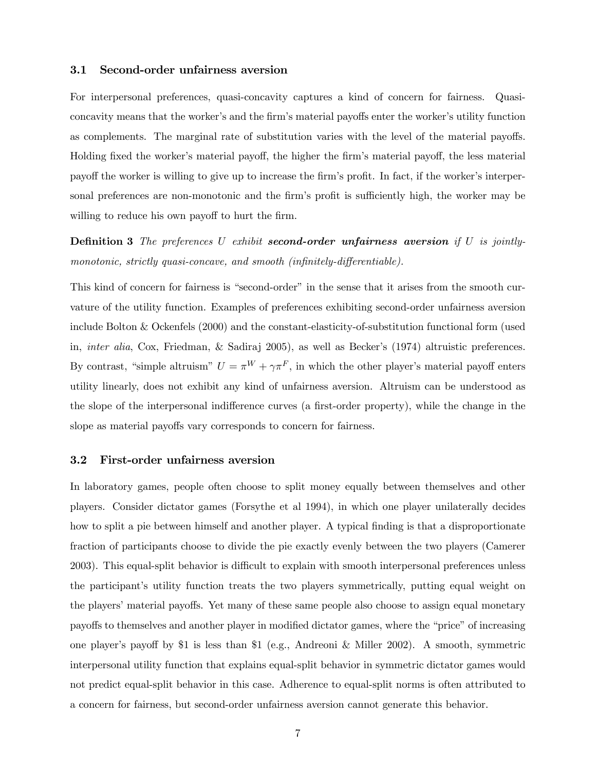### 3.1 Second-order unfairness aversion

For interpersonal preferences, quasi-concavity captures a kind of concern for fairness. Quasi-concavity means that the worker's and the firm's material payoffs enter the worker's utility function as complements. The marginal rate of substitution varies with the level of the material payoffs. Holding fixed the worker's material payoff, the higher the firm's material payoff, the less material payoff the worker is willing to give up to increase the firm's profit. In fact, if the worker's interpersonal preferences are non-monotonic and the firm's profit is sufficiently high, the worker may be willing to reduce his own payoff to hurt the firm.

**Definition 3** *The preferences $U$ exhibit* ***second-order unfairness aversion*** *if $U$ is jointly-monotonic, strictly quasi-concave, and smooth (infinitely-differentiable).*

This kind of concern for fairness is "second-order" in the sense that it arises from the smooth curvature of the utility function. Examples of preferences exhibiting second-order unfairness aversion include Bolton & Ockenfels (2000) and the constant-elasticity-of-substitution functional form (used in, *inter alia*, Cox, Friedman, & Sadiraj 2005), as well as Becker's (1974) altruistic preferences. By contrast, "simple altruism" $U = \pi^W + \gamma\pi^F$, in which the other player's material payoff enters utility linearly, does not exhibit any kind of unfairness aversion. Altruism can be understood as the slope of the interpersonal indifference curves (a first-order property), while the change in the slope as material payoffs vary corresponds to concern for fairness.

### 3.2 First-order unfairness aversion

In laboratory games, people often choose to split money equally between themselves and other players. Consider dictator games (Forsythe et al 1994), in which one player unilaterally decides how to split a pie between himself and another player. A typical finding is that a disproportionate fraction of participants choose to divide the pie exactly evenly between the two players (Camerer 2003). This equal-split behavior is difficult to explain with smooth interpersonal preferences unless the participant's utility function treats the two players symmetrically, putting equal weight on the players' material payoffs. Yet many of these same people also choose to assign equal monetary payoffs to themselves and another player in modified dictator games, where the "price" of increasing one player's payoff by \$1 is less than \$1 (e.g., Andreoni & Miller 2002). A smooth, symmetric interpersonal utility function that explains equal-split behavior in symmetric dictator games would not predict equal-split behavior in this case. Adherence to equal-split norms is often attributed to a concern for fairness, but second-order unfairness aversion cannot generate this behavior.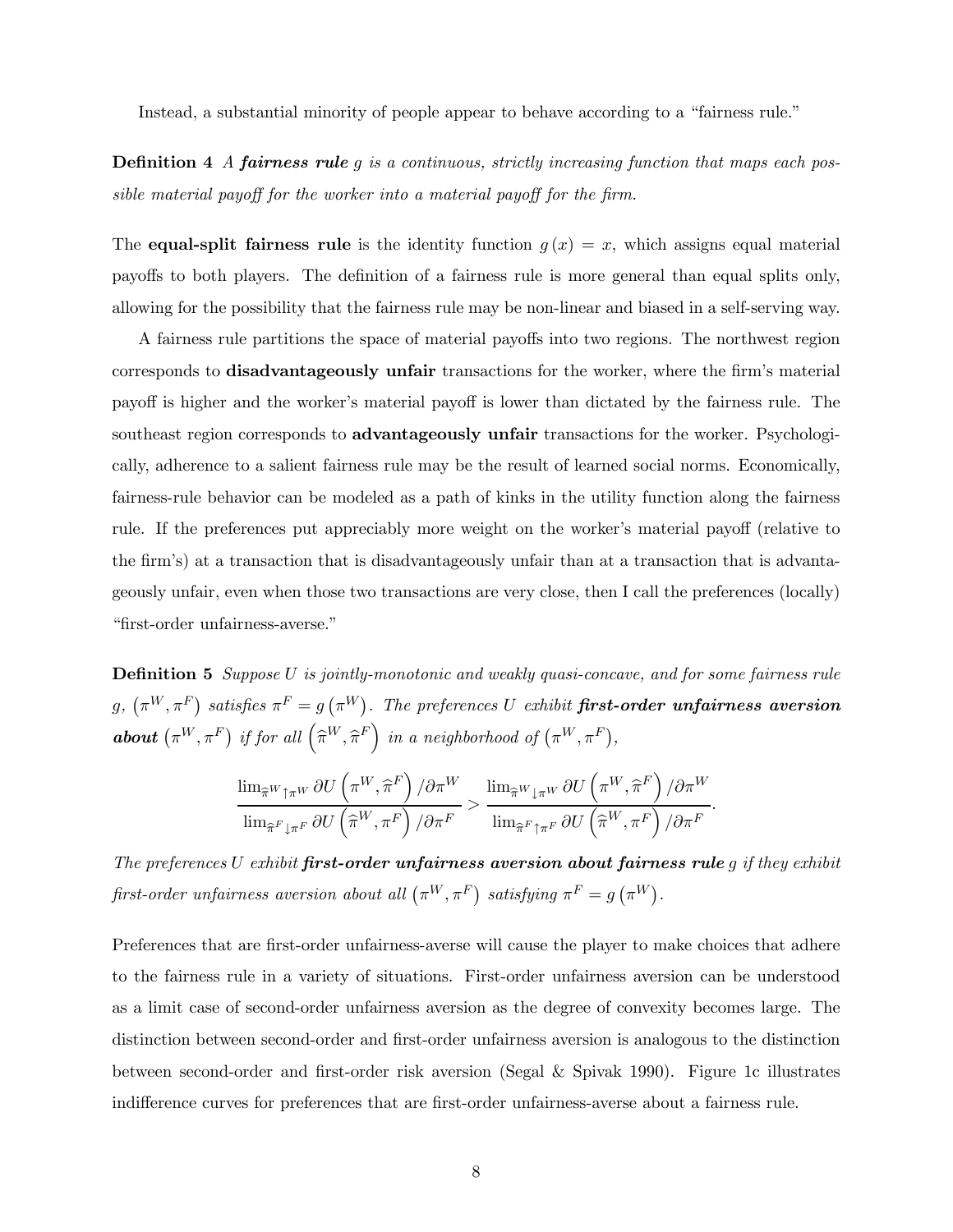Instead, a substantial minority of people appear to behave according to a "fairness rule."

**Definition 4** *A **fairness rule** $g$ is a continuous, strictly increasing function that maps each possible material payoff for the worker into a material payoff for the firm.*

The **equal-split fairness rule** is the identity function $g(x) = x$, which assigns equal material payoffs to both players. The definition of a fairness rule is more general than equal splits only, allowing for the possibility that the fairness rule may be non-linear and biased in a self-serving way.

A fairness rule partitions the space of material payoffs into two regions. The northwest region corresponds to **disadvantageously unfair** transactions for the worker, where the firm's material payoff is higher and the worker's material payoff is lower than dictated by the fairness rule. The southeast region corresponds to **advantageously unfair** transactions for the worker. Psychologically, adherence to a salient fairness rule may be the result of learned social norms. Economically, fairness-rule behavior can be modeled as a path of kinks in the utility function along the fairness rule. If the preferences put appreciably more weight on the worker's material payoff (relative to the firm's) at a transaction that is disadvantageously unfair than at a transaction that is advantageously unfair, even when those two transactions are very close, then I call the preferences (locally) "first-order unfairness-averse."

**Definition 5** *Suppose $U$ is jointly-monotonic and weakly quasi-concave, and for some fairness rule $g$, $(\pi^W, \pi^F)$ satisfies $\pi^F = g(\pi^W)$. The preferences $U$ exhibit **first-order unfairness aversion about** $(\pi^W, \pi^F)$ if for all $(\widehat{\pi}^W, \widehat{\pi}^F)$ in a neighborhood of $(\pi^W, \pi^F)$,*

$$\frac{\lim_{\widehat{\pi}^W \uparrow \pi^W} \partial U\left(\pi^W, \widehat{\pi}^F\right)/\partial \pi^W}{\lim_{\widehat{\pi}^F \downarrow \pi^F} \partial U\left(\widehat{\pi}^W, \pi^F\right)/\partial \pi^F} > \frac{\lim_{\widehat{\pi}^W \downarrow \pi^W} \partial U\left(\pi^W, \widehat{\pi}^F\right)/\partial \pi^W}{\lim_{\widehat{\pi}^F \uparrow \pi^F} \partial U\left(\widehat{\pi}^W, \pi^F\right)/\partial \pi^F}.$$

*The preferences $U$ exhibit **first-order unfairness aversion about fairness rule** $g$ if they exhibit first-order unfairness aversion about all $(\pi^W, \pi^F)$ satisfying $\pi^F = g(\pi^W)$.*

Preferences that are first-order unfairness-averse will cause the player to make choices that adhere to the fairness rule in a variety of situations. First-order unfairness aversion can be understood as a limit case of second-order unfairness aversion as the degree of convexity becomes large. The distinction between second-order and first-order unfairness aversion is analogous to the distinction between second-order and first-order risk aversion (Segal & Spivak 1990). Figure 1c illustrates indifference curves for preferences that are first-order unfairness-averse about a fairness rule.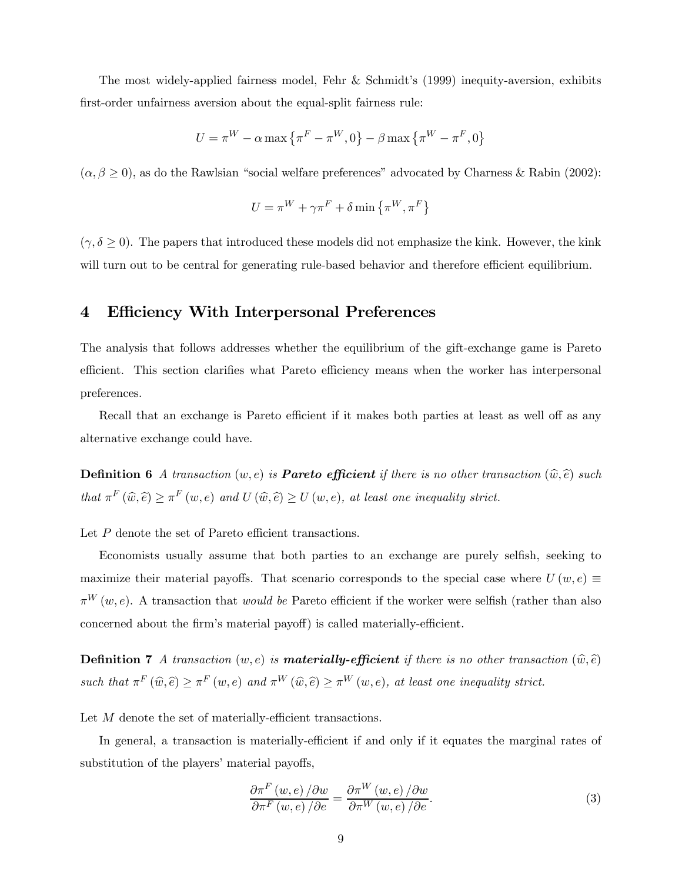The most widely-applied fairness model, Fehr & Schmidt's (1999) inequity-aversion, exhibits first-order unfairness aversion about the equal-split fairness rule:

$$U = \pi^W - \alpha \max\left\{\pi^F - \pi^W, 0\right\} - \beta \max\left\{\pi^W - \pi^F, 0\right\}$$

($\alpha, \beta \geq 0$), as do the Rawlsian "social welfare preferences" advocated by Charness & Rabin (2002):

$$U = \pi^W + \gamma \pi^F + \delta \min\left\{\pi^W, \pi^F\right\}$$

($\gamma, \delta \geq 0$). The papers that introduced these models did not emphasize the kink. However, the kink will turn out to be central for generating rule-based behavior and therefore efficient equilibrium.

# 4 Efficiency With Interpersonal Preferences

The analysis that follows addresses whether the equilibrium of the gift-exchange game is Pareto efficient. This section clarifies what Pareto efficiency means when the worker has interpersonal preferences.

Recall that an exchange is Pareto efficient if it makes both parties at least as well off as any alternative exchange could have.

**Definition 6** *A transaction $(w, e)$ is* ***Pareto efficient*** *if there is no other transaction $(\widehat{w}, \widehat{e})$ such that $\pi^F(\widehat{w}, \widehat{e}) \geq \pi^F(w, e)$ and $U(\widehat{w}, \widehat{e}) \geq U(w, e)$, at least one inequality strict.*

Let $P$ denote the set of Pareto efficient transactions.

Economists usually assume that both parties to an exchange are purely selfish, seeking to maximize their material payoffs. That scenario corresponds to the special case where $U(w, e) \equiv \pi^W(w, e)$. A transaction that *would be* Pareto efficient if the worker were selfish (rather than also concerned about the firm's material payoff) is called materially-efficient.

**Definition 7** *A transaction $(w, e)$ is* ***materially-efficient*** *if there is no other transaction $(\widehat{w}, \widehat{e})$ such that $\pi^F(\widehat{w}, \widehat{e}) \geq \pi^F(w, e)$ and $\pi^W(\widehat{w}, \widehat{e}) \geq \pi^W(w, e)$, at least one inequality strict.*

Let $M$ denote the set of materially-efficient transactions.

In general, a transaction is materially-efficient if and only if it equates the marginal rates of substitution of the players' material payoffs,

$$\frac{\partial \pi^F(w, e) / \partial w}{\partial \pi^F(w, e) / \partial e} = \frac{\partial \pi^W(w, e) / \partial w}{\partial \pi^W(w, e) / \partial e}. \tag{3}$$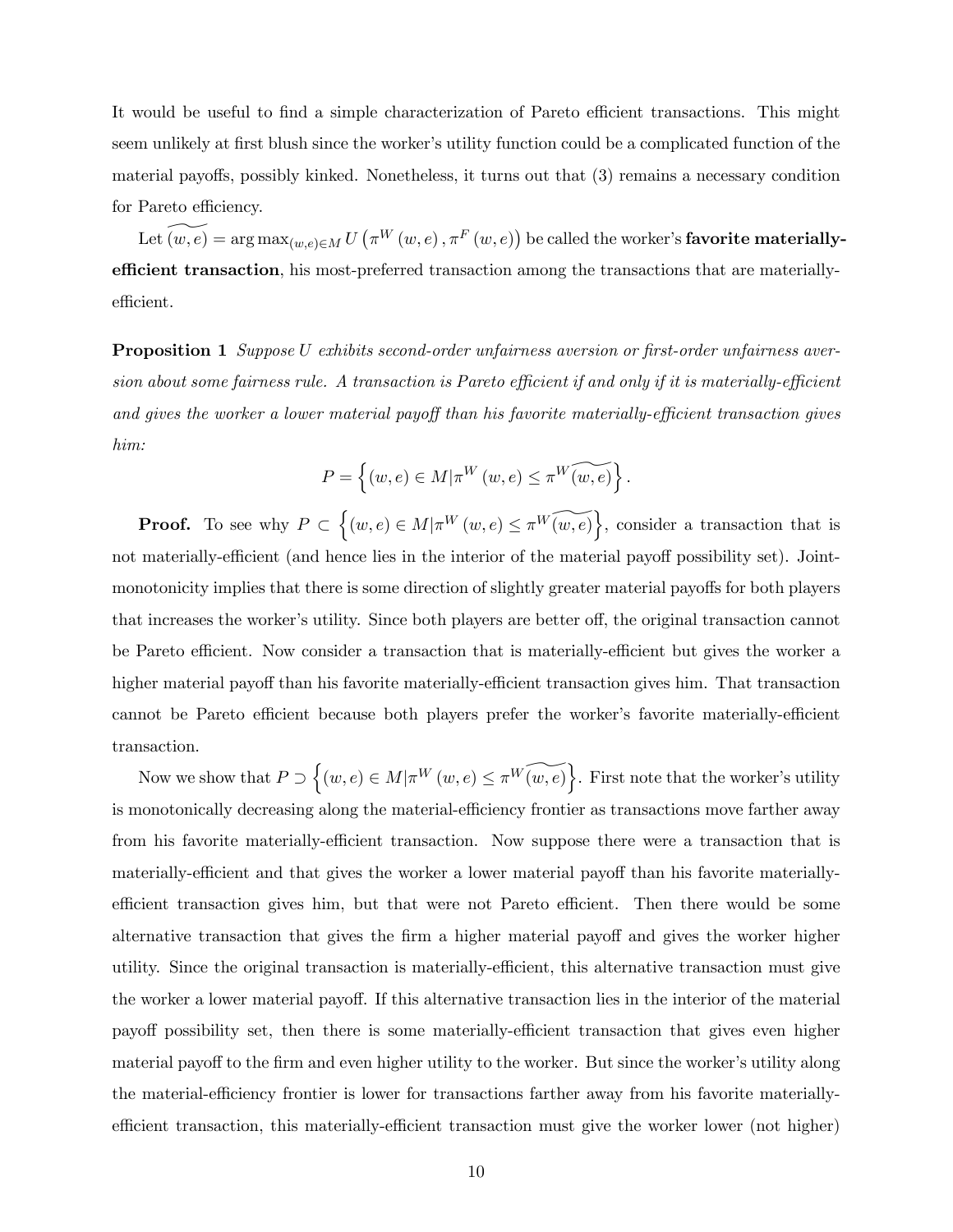It would be useful to find a simple characterization of Pareto efficient transactions. This might seem unlikely at first blush since the worker's utility function could be a complicated function of the material payoffs, possibly kinked. Nonetheless, it turns out that (3) remains a necessary condition for Pareto efficiency.

Let $\widetilde{(w,e)} = \arg\max_{(w,e)\in M} U\left(\pi^W(w,e), \pi^F(w,e)\right)$ be called the worker's **favorite materially-efficient transaction**, his most-preferred transaction among the transactions that are materially-efficient.

**Proposition 1** *Suppose $U$ exhibits second-order unfairness aversion or first-order unfairness aversion about some fairness rule. A transaction is Pareto efficient if and only if it is materially-efficient and gives the worker a lower material payoff than his favorite materially-efficient transaction gives him:*

$$P = \left\{(w,e) \in M | \pi^W(w,e) \leq \pi^W \widetilde{(w,e)}\right\}.$$

**Proof.** To see why $P \subset \left\{(w,e) \in M | \pi^W(w,e) \leq \pi^W \widetilde{(w,e)}\right\}$, consider a transaction that is not materially-efficient (and hence lies in the interior of the material payoff possibility set). Joint-monotonicity implies that there is some direction of slightly greater material payoffs for both players that increases the worker's utility. Since both players are better off, the original transaction cannot be Pareto efficient. Now consider a transaction that is materially-efficient but gives the worker a higher material payoff than his favorite materially-efficient transaction gives him. That transaction cannot be Pareto efficient because both players prefer the worker's favorite materially-efficient transaction.

Now we show that $P \supset \left\{(w,e) \in M | \pi^W(w,e) \leq \pi^W \widetilde{(w,e)}\right\}$. First note that the worker's utility is monotonically decreasing along the material-efficiency frontier as transactions move farther away from his favorite materially-efficient transaction. Now suppose there were a transaction that is materially-efficient and that gives the worker a lower material payoff than his favorite materially-efficient transaction gives him, but that were not Pareto efficient. Then there would be some alternative transaction that gives the firm a higher material payoff and gives the worker higher utility. Since the original transaction is materially-efficient, this alternative transaction must give the worker a lower material payoff. If this alternative transaction lies in the interior of the material payoff possibility set, then there is some materially-efficient transaction that gives even higher material payoff to the firm and even higher utility to the worker. But since the worker's utility along the material-efficiency frontier is lower for transactions farther away from his favorite materially-efficient transaction, this materially-efficient transaction must give the worker lower (not higher)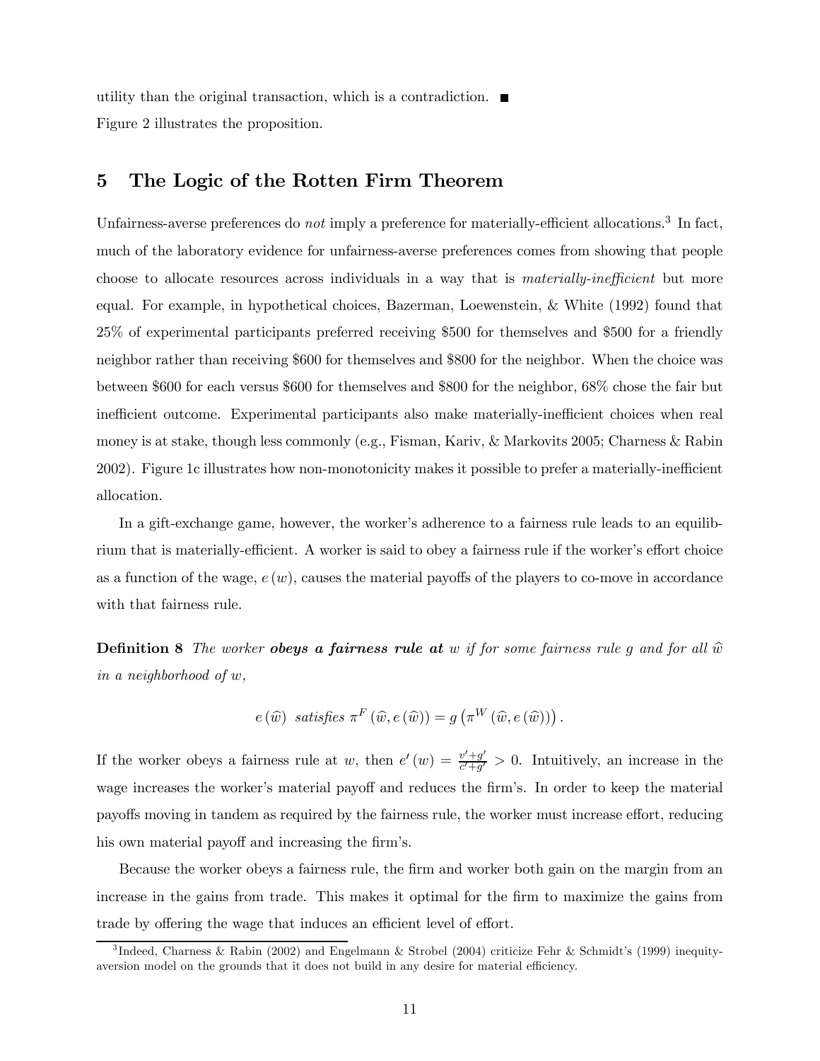utility than the original transaction, which is a contradiction. ■

Figure 2 illustrates the proposition.

## 5 The Logic of the Rotten Firm Theorem

Unfairness-averse preferences do *not* imply a preference for materially-efficient allocations.[3] In fact, much of the laboratory evidence for unfairness-averse preferences comes from showing that people choose to allocate resources across individuals in a way that is *materially-inefficient* but more equal. For example, in hypothetical choices, Bazerman, Loewenstein, & White (1992) found that 25% of experimental participants preferred receiving \$500 for themselves and \$500 for a friendly neighbor rather than receiving \$600 for themselves and \$800 for the neighbor. When the choice was between \$600 for each versus \$600 for themselves and \$800 for the neighbor, 68% chose the fair but inefficient outcome. Experimental participants also make materially-inefficient choices when real money is at stake, though less commonly (e.g., Fisman, Kariv, & Markovits 2005; Charness & Rabin 2002). Figure 1c illustrates how non-monotonicity makes it possible to prefer a materially-inefficient allocation.

In a gift-exchange game, however, the worker's adherence to a fairness rule leads to an equilibrium that is materially-efficient. A worker is said to obey a fairness rule if the worker's effort choice as a function of the wage, $e(w)$, causes the material payoffs of the players to co-move in accordance with that fairness rule.

**Definition 8** *The worker **obeys a fairness rule at** $w$ if for some fairness rule $g$ and for all $\widehat{w}$ in a neighborhood of $w$,*

$$e(\widehat{w}) \text{ satisfies } \pi^F(\widehat{w}, e(\widehat{w})) = g\left(\pi^W(\widehat{w}, e(\widehat{w}))\right).$$

If the worker obeys a fairness rule at $w$, then $e'(w) = \frac{v'+g'}{c'+g'} > 0$. Intuitively, an increase in the wage increases the worker's material payoff and reduces the firm's. In order to keep the material payoffs moving in tandem as required by the fairness rule, the worker must increase effort, reducing his own material payoff and increasing the firm's.

Because the worker obeys a fairness rule, the firm and worker both gain on the margin from an increase in the gains from trade. This makes it optimal for the firm to maximize the gains from trade by offering the wage that induces an efficient level of effort.

[3] Indeed, Charness & Rabin (2002) and Engelmann & Strobel (2004) criticize Fehr & Schmidt's (1999) inequity-aversion model on the grounds that it does not build in any desire for material efficiency.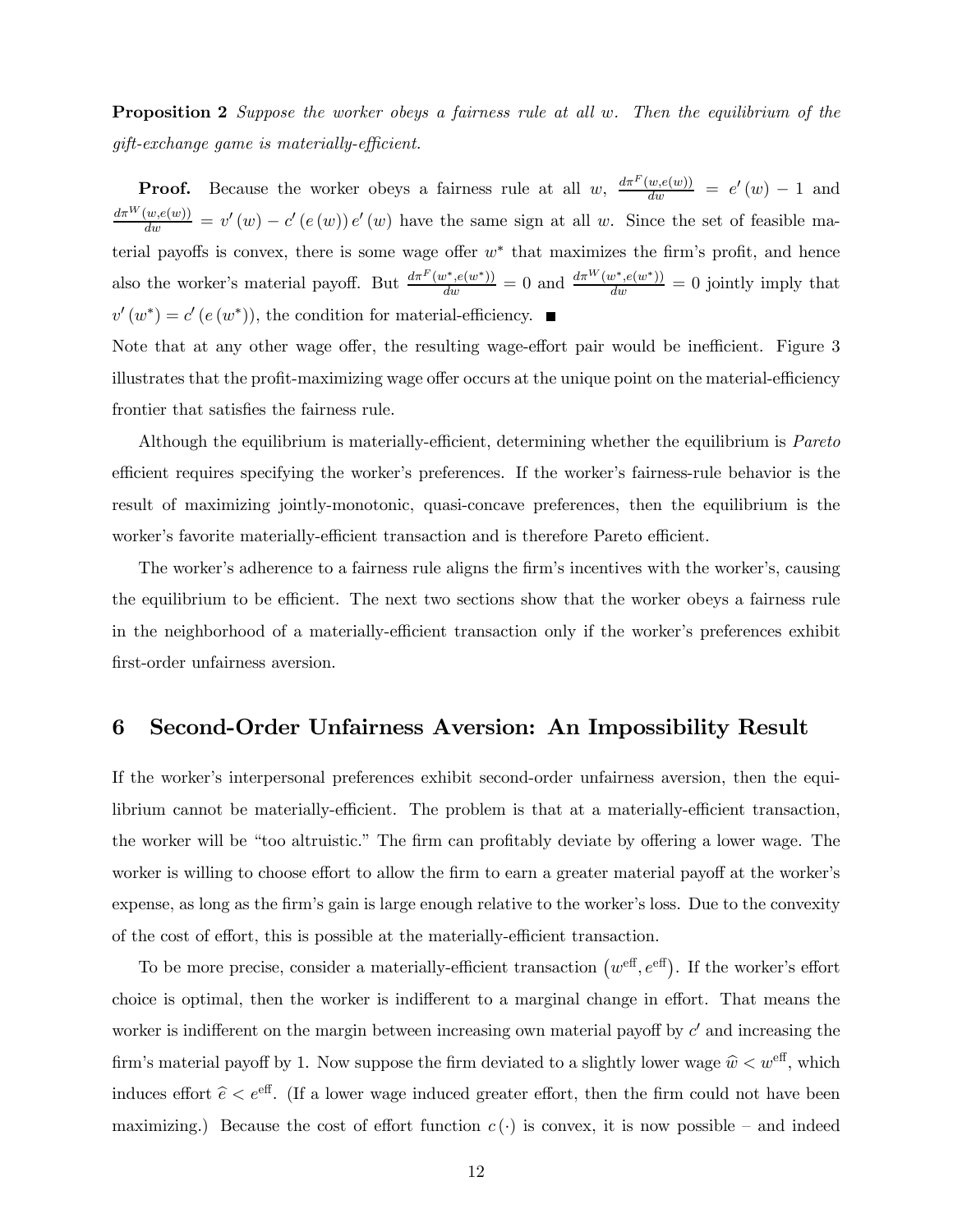**Proposition 2** *Suppose the worker obeys a fairness rule at all $w$. Then the equilibrium of the gift-exchange game is materially-efficient.*

**Proof.** Because the worker obeys a fairness rule at all $w$, $\frac{d\pi^F(w,e(w))}{dw} = e'(w) - 1$ and $\frac{d\pi^W(w,e(w))}{dw} = v'(w) - c'(e(w))e'(w)$ have the same sign at all $w$. Since the set of feasible material payoffs is convex, there is some wage offer $w^*$ that maximizes the firm's profit, and hence also the worker's material payoff. But $\frac{d\pi^F(w^*,e(w^*))}{dw} = 0$ and $\frac{d\pi^W(w^*,e(w^*))}{dw} = 0$ jointly imply that $v'(w^*) = c'(e(w^*))$, the condition for material-efficiency. ∎

Note that at any other wage offer, the resulting wage-effort pair would be inefficient. Figure 3 illustrates that the profit-maximizing wage offer occurs at the unique point on the material-efficiency frontier that satisfies the fairness rule.

Although the equilibrium is materially-efficient, determining whether the equilibrium is *Pareto* efficient requires specifying the worker's preferences. If the worker's fairness-rule behavior is the result of maximizing jointly-monotonic, quasi-concave preferences, then the equilibrium is the worker's favorite materially-efficient transaction and is therefore Pareto efficient.

The worker's adherence to a fairness rule aligns the firm's incentives with the worker's, causing the equilibrium to be efficient. The next two sections show that the worker obeys a fairness rule in the neighborhood of a materially-efficient transaction only if the worker's preferences exhibit first-order unfairness aversion.

## 6 Second-Order Unfairness Aversion: An Impossibility Result

If the worker's interpersonal preferences exhibit second-order unfairness aversion, then the equilibrium cannot be materially-efficient. The problem is that at a materially-efficient transaction, the worker will be "too altruistic." The firm can profitably deviate by offering a lower wage. The worker is willing to choose effort to allow the firm to earn a greater material payoff at the worker's expense, as long as the firm's gain is large enough relative to the worker's loss. Due to the convexity of the cost of effort, this is possible at the materially-efficient transaction.

To be more precise, consider a materially-efficient transaction $(w^{\text{eff}}, e^{\text{eff}})$. If the worker's effort choice is optimal, then the worker is indifferent to a marginal change in effort. That means the worker is indifferent on the margin between increasing own material payoff by $c'$ and increasing the firm's material payoff by 1. Now suppose the firm deviated to a slightly lower wage $\widehat{w} < w^{\text{eff}}$, which induces effort $\widehat{e} < e^{\text{eff}}$. (If a lower wage induced greater effort, then the firm could not have been maximizing.) Because the cost of effort function $c(\cdot)$ is convex, it is now possible – and indeed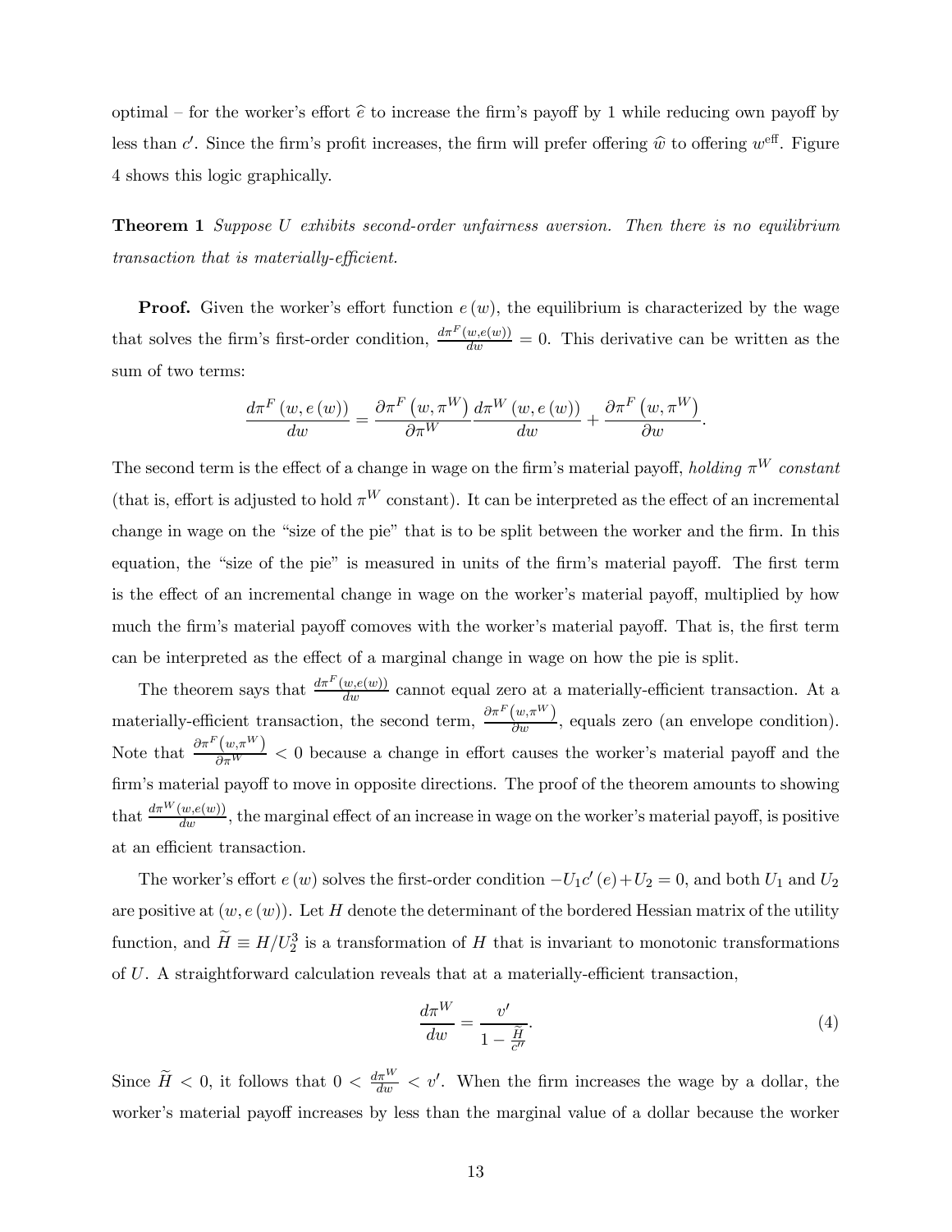optimal – for the worker's effort $\widehat{e}$ to increase the firm's payoff by 1 while reducing own payoff by less than $c'$. Since the firm's profit increases, the firm will prefer offering $\widehat{w}$ to offering $w^{\text{eff}}$. Figure 4 shows this logic graphically.

**Theorem 1** *Suppose $U$ exhibits second-order unfairness aversion. Then there is no equilibrium transaction that is materially-efficient.*

**Proof.** Given the worker's effort function $e(w)$, the equilibrium is characterized by the wage that solves the firm's first-order condition, $\frac{d\pi^F(w,e(w))}{dw} = 0$. This derivative can be written as the sum of two terms:

$$\frac{d\pi^F(w, e(w))}{dw} = \frac{\partial \pi^F(w, \pi^W)}{\partial \pi^W} \frac{d\pi^W(w, e(w))}{dw} + \frac{\partial \pi^F(w, \pi^W)}{\partial w}.$$

The second term is the effect of a change in wage on the firm's material payoff, *holding $\pi^W$ constant* (that is, effort is adjusted to hold $\pi^W$ constant). It can be interpreted as the effect of an incremental change in wage on the "size of the pie" that is to be split between the worker and the firm. In this equation, the "size of the pie" is measured in units of the firm's material payoff. The first term is the effect of an incremental change in wage on the worker's material payoff, multiplied by how much the firm's material payoff comoves with the worker's material payoff. That is, the first term can be interpreted as the effect of a marginal change in wage on how the pie is split.

The theorem says that $\frac{d\pi^F(w,e(w))}{dw}$ cannot equal zero at a materially-efficient transaction. At a materially-efficient transaction, the second term, $\frac{\partial \pi^F(w,\pi^W)}{\partial w}$, equals zero (an envelope condition). Note that $\frac{\partial \pi^F(w,\pi^W)}{\partial \pi^W} < 0$ because a change in effort causes the worker's material payoff and the firm's material payoff to move in opposite directions. The proof of the theorem amounts to showing that $\frac{d\pi^W(w,e(w))}{dw}$, the marginal effect of an increase in wage on the worker's material payoff, is positive at an efficient transaction.

The worker's effort $e(w)$ solves the first-order condition $-U_1 c'(e) + U_2 = 0$, and both $U_1$ and $U_2$ are positive at $(w, e(w))$. Let $H$ denote the determinant of the bordered Hessian matrix of the utility function, and $\widetilde{H} \equiv H/U_2^3$ is a transformation of $H$ that is invariant to monotonic transformations of $U$. A straightforward calculation reveals that at a materially-efficient transaction,

$$\frac{d\pi^W}{dw} = \frac{v'}{1 - \frac{\widetilde{H}}{c''}}. \tag{4}$$

Since $\widetilde{H} < 0$, it follows that $0 < \frac{d\pi^W}{dw} < v'$. When the firm increases the wage by a dollar, the worker's material payoff increases by less than the marginal value of a dollar because the worker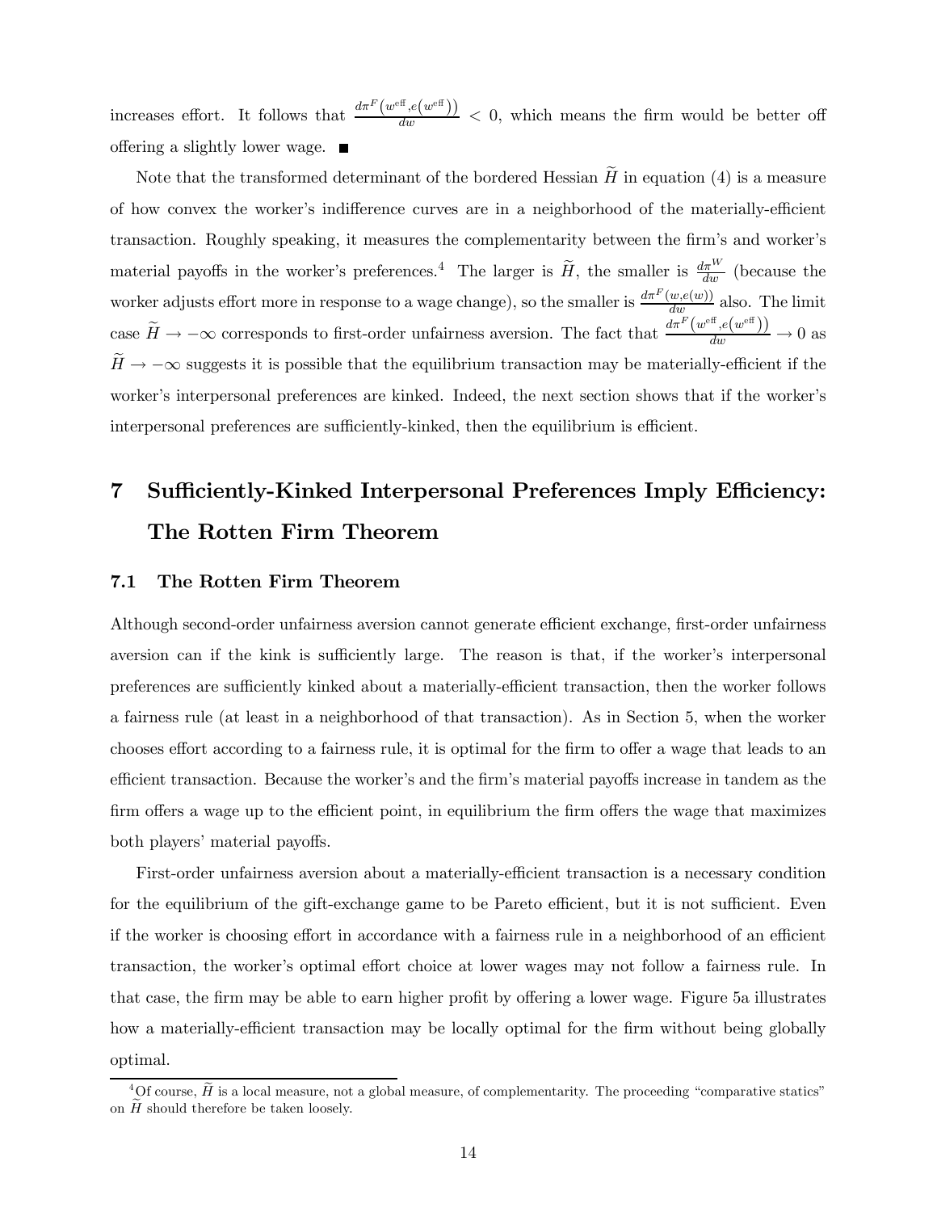increases effort. It follows that $\frac{d\pi^F\left(w^{\text{eff}}, e\left(w^{\text{eff}}\right)\right)}{dw} < 0$, which means the firm would be better off offering a slightly lower wage. ■

Note that the transformed determinant of the bordered Hessian $\widetilde{H}$ in equation (4) is a measure of how convex the worker's indifference curves are in a neighborhood of the materially-efficient transaction. Roughly speaking, it measures the complementarity between the firm's and worker's material payoffs in the worker's preferences.[4] The larger is $\widetilde{H}$, the smaller is $\frac{d\pi^W}{dw}$ (because the worker adjusts effort more in response to a wage change), so the smaller is $\frac{d\pi^F(w,e(w))}{dw}$ also. The limit case $\widetilde{H} \to -\infty$ corresponds to first-order unfairness aversion. The fact that $\frac{d\pi^F\left(w^{\text{eff}}, e\left(w^{\text{eff}}\right)\right)}{dw} \to 0$ as $\widetilde{H} \to -\infty$ suggests it is possible that the equilibrium transaction may be materially-efficient if the worker's interpersonal preferences are kinked. Indeed, the next section shows that if the worker's interpersonal preferences are sufficiently-kinked, then the equilibrium is efficient.

# 7 Sufficiently-Kinked Interpersonal Preferences Imply Efficiency: The Rotten Firm Theorem

## 7.1 The Rotten Firm Theorem

Although second-order unfairness aversion cannot generate efficient exchange, first-order unfairness aversion can if the kink is sufficiently large. The reason is that, if the worker's interpersonal preferences are sufficiently kinked about a materially-efficient transaction, then the worker follows a fairness rule (at least in a neighborhood of that transaction). As in Section 5, when the worker chooses effort according to a fairness rule, it is optimal for the firm to offer a wage that leads to an efficient transaction. Because the worker's and the firm's material payoffs increase in tandem as the firm offers a wage up to the efficient point, in equilibrium the firm offers the wage that maximizes both players' material payoffs.

First-order unfairness aversion about a materially-efficient transaction is a necessary condition for the equilibrium of the gift-exchange game to be Pareto efficient, but it is not sufficient. Even if the worker is choosing effort in accordance with a fairness rule in a neighborhood of an efficient transaction, the worker's optimal effort choice at lower wages may not follow a fairness rule. In that case, the firm may be able to earn higher profit by offering a lower wage. Figure 5a illustrates how a materially-efficient transaction may be locally optimal for the firm without being globally optimal.

[4] Of course, $\widetilde{H}$ is a local measure, not a global measure, of complementarity. The proceeding "comparative statics" on $\widetilde{H}$ should therefore be taken loosely.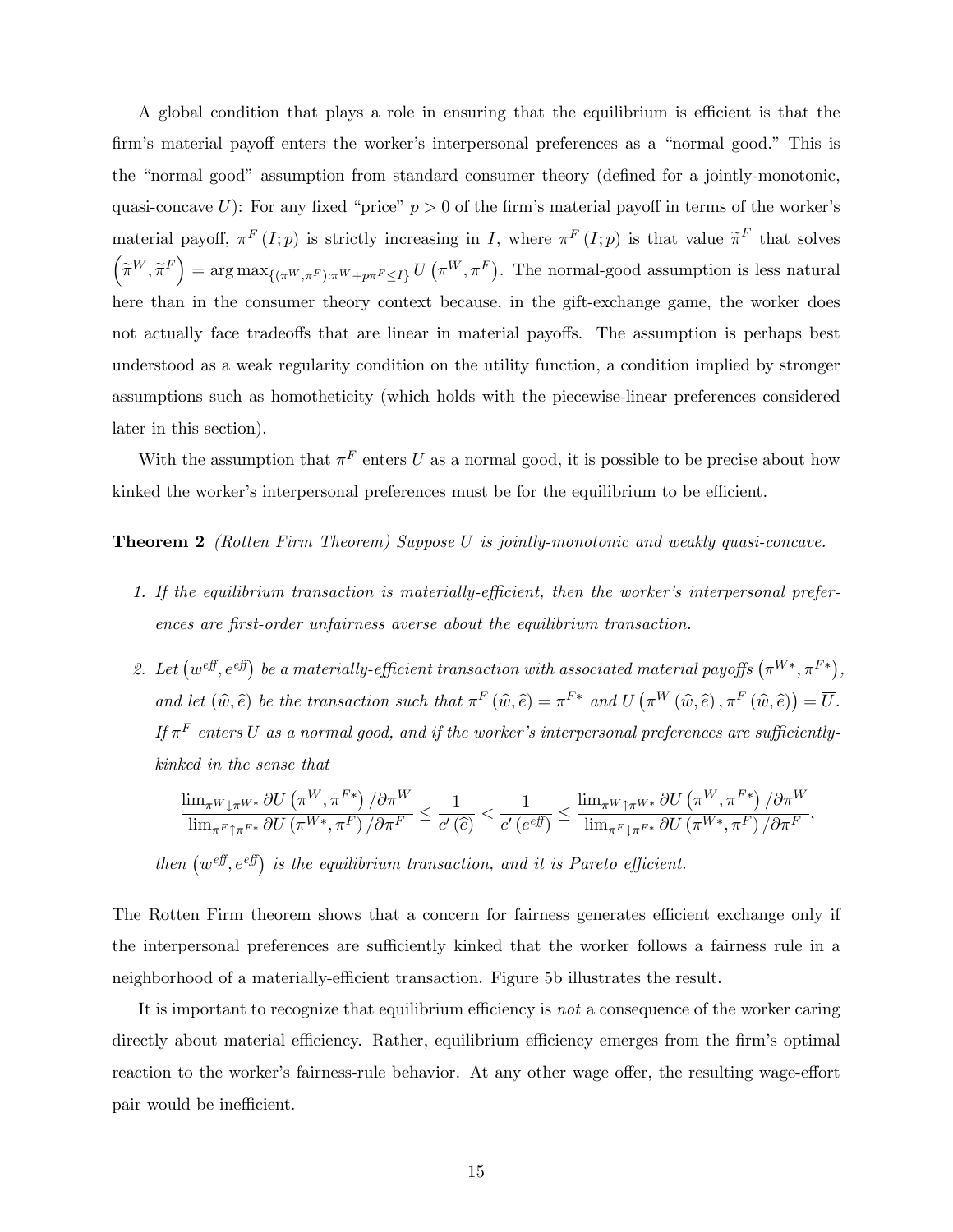A global condition that plays a role in ensuring that the equilibrium is efficient is that the firm's material payoff enters the worker's interpersonal preferences as a "normal good." This is the "normal good" assumption from standard consumer theory (defined for a jointly-monotonic, quasi-concave $U$): For any fixed "price" $p > 0$ of the firm's material payoff in terms of the worker's material payoff, $\pi^F(I;p)$ is strictly increasing in $I$, where $\pi^F(I;p)$ is that value $\widetilde{\pi}^F$ that solves $\left(\widetilde{\pi}^W, \widetilde{\pi}^F\right) = \arg\max_{\{(\pi^W, \pi^F): \pi^W + p\pi^F \leq I\}} U\left(\pi^W, \pi^F\right)$. The normal-good assumption is less natural here than in the consumer theory context because, in the gift-exchange game, the worker does not actually face tradeoffs that are linear in material payoffs. The assumption is perhaps best understood as a weak regularity condition on the utility function, a condition implied by stronger assumptions such as homotheticity (which holds with the piecewise-linear preferences considered later in this section).

With the assumption that $\pi^F$ enters $U$ as a normal good, it is possible to be precise about how kinked the worker's interpersonal preferences must be for the equilibrium to be efficient.

**Theorem 2** *(Rotten Firm Theorem) Suppose $U$ is jointly-monotonic and weakly quasi-concave.*

1. *If the equilibrium transaction is materially-efficient, then the worker's interpersonal preferences are first-order unfairness averse about the equilibrium transaction.*

2. *Let $\left(w^{eff}, e^{eff}\right)$ be a materially-efficient transaction with associated material payoffs $\left(\pi^{W*}, \pi^{F*}\right)$, and let $(\widehat{w}, \widehat{e})$ be the transaction such that $\pi^F(\widehat{w}, \widehat{e}) = \pi^{F*}$ and $U\left(\pi^W(\widehat{w}, \widehat{e}), \pi^F(\widehat{w}, \widehat{e})\right) = \overline{U}$. If $\pi^F$ enters $U$ as a normal good, and if the worker's interpersonal preferences are sufficiently-kinked in the sense that*

$$\frac{\lim_{\pi^W \downarrow \pi^{W*}} \partial U\left(\pi^W, \pi^{F*}\right)/\partial \pi^W}{\lim_{\pi^F \uparrow \pi^{F*}} \partial U\left(\pi^{W*}, \pi^F\right)/\partial \pi^F} \leq \frac{1}{c'(\widehat{e})} < \frac{1}{c'\left(e^{eff}\right)} \leq \frac{\lim_{\pi^W \uparrow \pi^{W*}} \partial U\left(\pi^W, \pi^{F*}\right)/\partial \pi^W}{\lim_{\pi^F \downarrow \pi^{F*}} \partial U\left(\pi^{W*}, \pi^F\right)/\partial \pi^F},$$

*then $\left(w^{eff}, e^{eff}\right)$ is the equilibrium transaction, and it is Pareto efficient.*

The Rotten Firm theorem shows that a concern for fairness generates efficient exchange only if the interpersonal preferences are sufficiently kinked that the worker follows a fairness rule in a neighborhood of a materially-efficient transaction. Figure 5b illustrates the result.

It is important to recognize that equilibrium efficiency is *not* a consequence of the worker caring directly about material efficiency. Rather, equilibrium efficiency emerges from the firm's optimal reaction to the worker's fairness-rule behavior. At any other wage offer, the resulting wage-effort pair would be inefficient.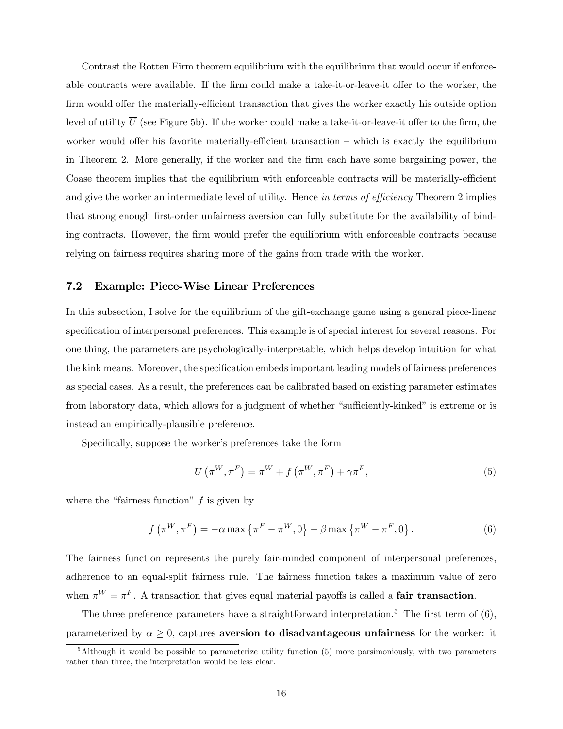Contrast the Rotten Firm theorem equilibrium with the equilibrium that would occur if enforceable contracts were available. If the firm could make a take-it-or-leave-it offer to the worker, the firm would offer the materially-efficient transaction that gives the worker exactly his outside option level of utility $\overline{U}$ (see Figure 5b). If the worker could make a take-it-or-leave-it offer to the firm, the worker would offer his favorite materially-efficient transaction – which is exactly the equilibrium in Theorem 2. More generally, if the worker and the firm each have some bargaining power, the Coase theorem implies that the equilibrium with enforceable contracts will be materially-efficient and give the worker an intermediate level of utility. Hence *in terms of efficiency* Theorem 2 implies that strong enough first-order unfairness aversion can fully substitute for the availability of binding contracts. However, the firm would prefer the equilibrium with enforceable contracts because relying on fairness requires sharing more of the gains from trade with the worker.

### 7.2 Example: Piece-Wise Linear Preferences

In this subsection, I solve for the equilibrium of the gift-exchange game using a general piece-linear specification of interpersonal preferences. This example is of special interest for several reasons. For one thing, the parameters are psychologically-interpretable, which helps develop intuition for what the kink means. Moreover, the specification embeds important leading models of fairness preferences as special cases. As a result, the preferences can be calibrated based on existing parameter estimates from laboratory data, which allows for a judgment of whether "sufficiently-kinked" is extreme or is instead an empirically-plausible preference.

Specifically, suppose the worker's preferences take the form

$$U\left(\pi^W, \pi^F\right) = \pi^W + f\left(\pi^W, \pi^F\right) + \gamma \pi^F, \tag{5}$$

where the "fairness function" $f$ is given by

$$f\left(\pi^W, \pi^F\right) = -\alpha \max\left\{\pi^F - \pi^W, 0\right\} - \beta \max\left\{\pi^W - \pi^F, 0\right\}. \tag{6}$$

The fairness function represents the purely fair-minded component of interpersonal preferences, adherence to an equal-split fairness rule. The fairness function takes a maximum value of zero when $\pi^W = \pi^F$. A transaction that gives equal material payoffs is called a **fair transaction**.

The three preference parameters have a straightforward interpretation.[5] The first term of (6), parameterized by $\alpha \geq 0$, captures **aversion to disadvantageous unfairness** for the worker: it

[5] Although it would be possible to parameterize utility function (5) more parsimoniously, with two parameters rather than three, the interpretation would be less clear.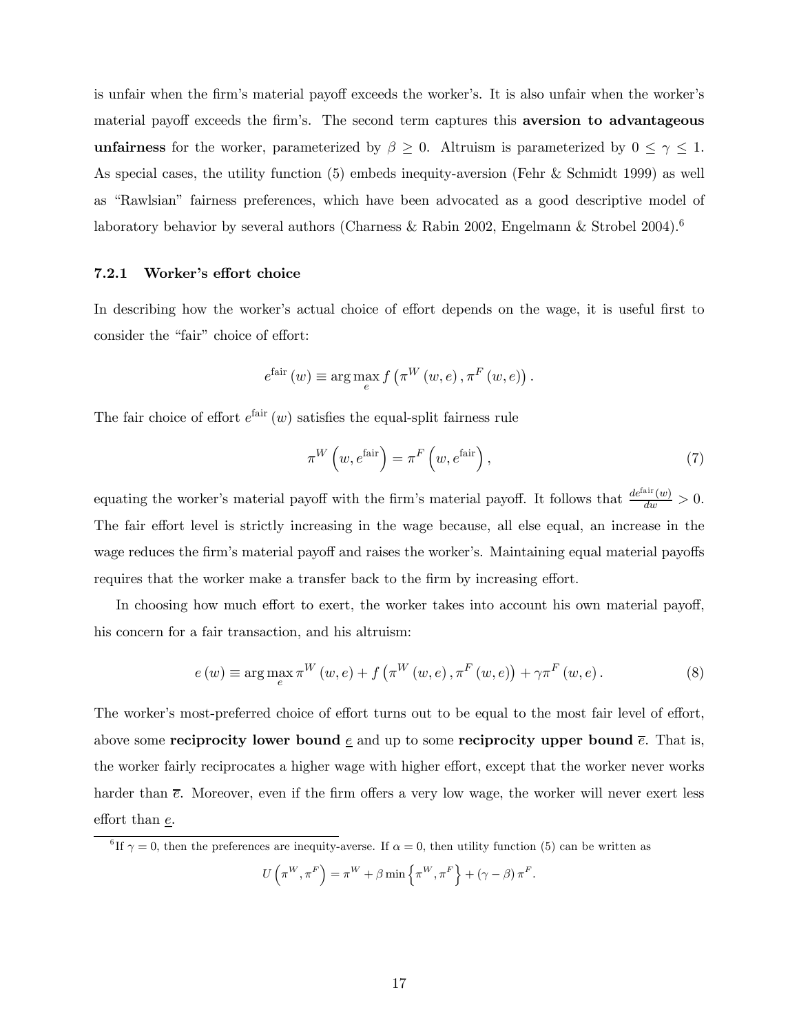is unfair when the firm's material payoff exceeds the worker's. It is also unfair when the worker's material payoff exceeds the firm's. The second term captures this **aversion to advantageous unfairness** for the worker, parameterized by $\beta \geq 0$. Altruism is parameterized by $0 \leq \gamma \leq 1$. As special cases, the utility function (5) embeds inequity-aversion (Fehr & Schmidt 1999) as well as "Rawlsian" fairness preferences, which have been advocated as a good descriptive model of laboratory behavior by several authors (Charness & Rabin 2002, Engelmann & Strobel 2004).[6]

### 7.2.1 Worker's effort choice

In describing how the worker's actual choice of effort depends on the wage, it is useful first to consider the "fair" choice of effort:

$$e^{\text{fair}}(w) \equiv \arg\max_{e} f\left(\pi^{W}(w,e), \pi^{F}(w,e)\right).$$

The fair choice of effort $e^{\text{fair}}(w)$ satisfies the equal-split fairness rule

$$\pi^{W}\left(w, e^{\text{fair}}\right) = \pi^{F}\left(w, e^{\text{fair}}\right), \tag{7}$$

equating the worker's material payoff with the firm's material payoff. It follows that $\frac{de^{\text{fair}}(w)}{dw} > 0$. The fair effort level is strictly increasing in the wage because, all else equal, an increase in the wage reduces the firm's material payoff and raises the worker's. Maintaining equal material payoffs requires that the worker make a transfer back to the firm by increasing effort.

In choosing how much effort to exert, the worker takes into account his own material payoff, his concern for a fair transaction, and his altruism:

$$e(w) \equiv \arg\max_{e} \pi^{W}(w,e) + f\left(\pi^{W}(w,e), \pi^{F}(w,e)\right) + \gamma\pi^{F}(w,e). \tag{8}$$

The worker's most-preferred choice of effort turns out to be equal to the most fair level of effort, above some **reciprocity lower bound** $\underline{e}$ and up to some **reciprocity upper bound** $\overline{e}$. That is, the worker fairly reciprocates a higher wage with higher effort, except that the worker never works harder than $\overline{e}$. Moreover, even if the firm offers a very low wage, the worker will never exert less effort than $\underline{e}$.

[6] If $\gamma = 0$, then the preferences are inequity-averse. If $\alpha = 0$, then utility function (5) can be written as

$$U\left(\pi^{W}, \pi^{F}\right) = \pi^{W} + \beta \min\left\{\pi^{W}, \pi^{F}\right\} + (\gamma - \beta)\pi^{F}.$$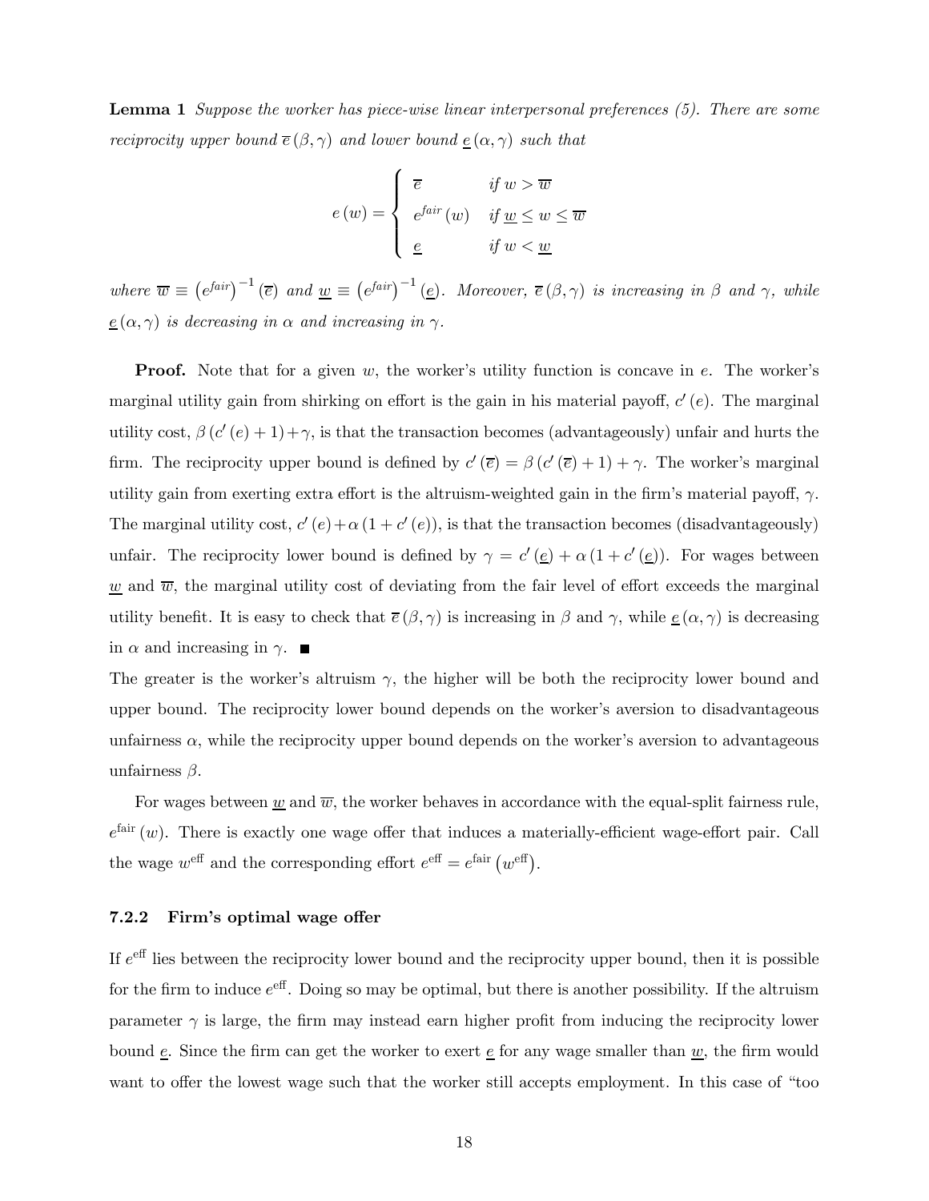**Lemma 1** *Suppose the worker has piece-wise linear interpersonal preferences (5). There are some reciprocity upper bound $\overline{e}(\beta,\gamma)$ and lower bound $\underline{e}(\alpha,\gamma)$ such that*

$$e(w) = \begin{cases} \overline{e} & \text{if } w > \overline{w} \\ e^{fair}(w) & \text{if } \underline{w} \leq w \leq \overline{w} \\ \underline{e} & \text{if } w < \underline{w} \end{cases}$$

*where $\overline{w} \equiv \left(e^{fair}\right)^{-1}(\overline{e})$ and $\underline{w} \equiv \left(e^{fair}\right)^{-1}(\underline{e})$. Moreover, $\overline{e}(\beta,\gamma)$ is increasing in $\beta$ and $\gamma$, while $\underline{e}(\alpha,\gamma)$ is decreasing in $\alpha$ and increasing in $\gamma$.*

**Proof.** Note that for a given $w$, the worker's utility function is concave in $e$. The worker's marginal utility gain from shirking on effort is the gain in his material payoff, $c'(e)$. The marginal utility cost, $\beta(c'(e)+1)+\gamma$, is that the transaction becomes (advantageously) unfair and hurts the firm. The reciprocity upper bound is defined by $c'(\overline{e}) = \beta(c'(\overline{e})+1)+\gamma$. The worker's marginal utility gain from exerting extra effort is the altruism-weighted gain in the firm's material payoff, $\gamma$. The marginal utility cost, $c'(e)+\alpha(1+c'(e))$, is that the transaction becomes (disadvantageously) unfair. The reciprocity lower bound is defined by $\gamma = c'(\underline{e}) + \alpha(1+c'(\underline{e}))$. For wages between $\underline{w}$ and $\overline{w}$, the marginal utility cost of deviating from the fair level of effort exceeds the marginal utility benefit. It is easy to check that $\overline{e}(\beta,\gamma)$ is increasing in $\beta$ and $\gamma$, while $\underline{e}(\alpha,\gamma)$ is decreasing in $\alpha$ and increasing in $\gamma$. ■

The greater is the worker's altruism $\gamma$, the higher will be both the reciprocity lower bound and upper bound. The reciprocity lower bound depends on the worker's aversion to disadvantageous unfairness $\alpha$, while the reciprocity upper bound depends on the worker's aversion to advantageous unfairness $\beta$.

For wages between $\underline{w}$ and $\overline{w}$, the worker behaves in accordance with the equal-split fairness rule, $e^{\text{fair}}(w)$. There is exactly one wage offer that induces a materially-efficient wage-effort pair. Call the wage $w^{\text{eff}}$ and the corresponding effort $e^{\text{eff}} = e^{\text{fair}}\left(w^{\text{eff}}\right)$.

### 7.2.2 Firm's optimal wage offer

If $e^{\text{eff}}$ lies between the reciprocity lower bound and the reciprocity upper bound, then it is possible for the firm to induce $e^{\text{eff}}$. Doing so may be optimal, but there is another possibility. If the altruism parameter $\gamma$ is large, the firm may instead earn higher profit from inducing the reciprocity lower bound $\underline{e}$. Since the firm can get the worker to exert $\underline{e}$ for any wage smaller than $\underline{w}$, the firm would want to offer the lowest wage such that the worker still accepts employment. In this case of "too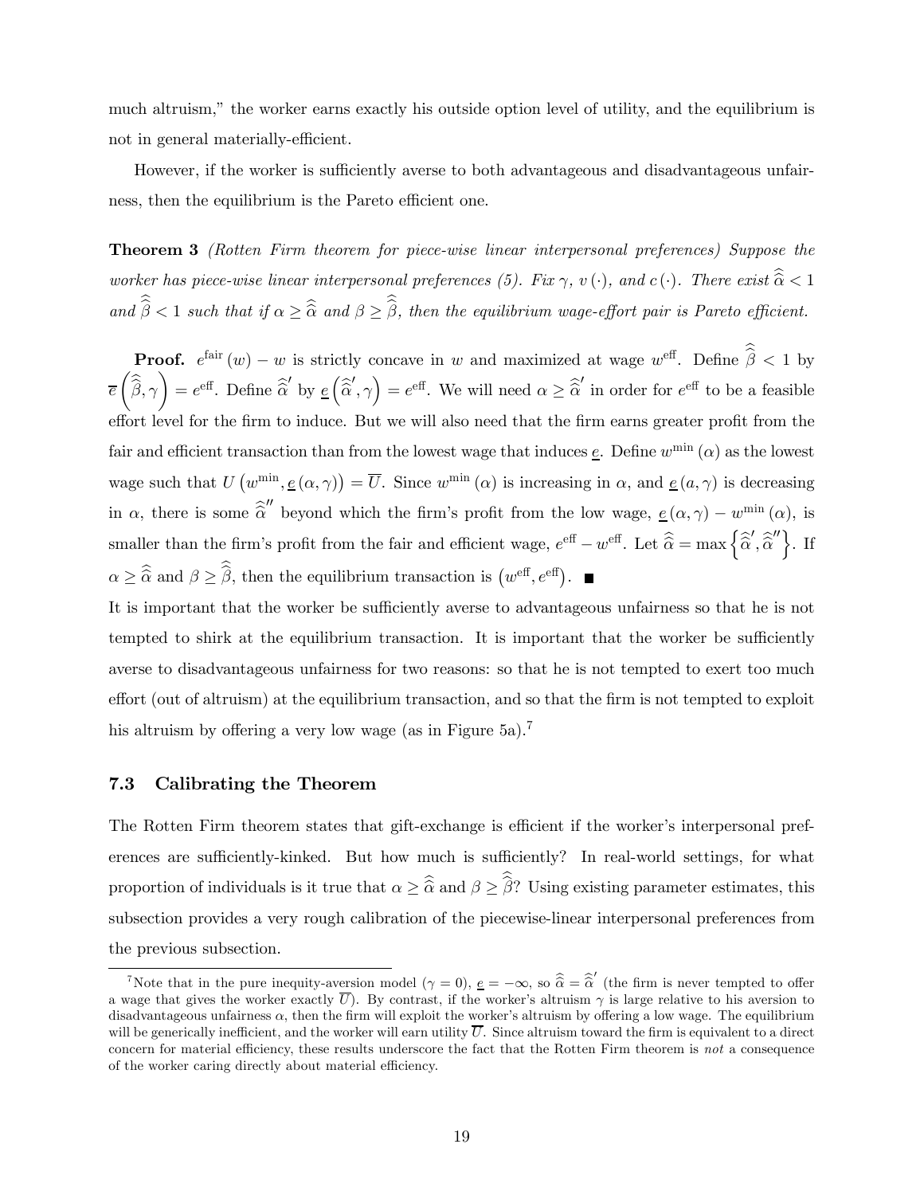much altruism," the worker earns exactly his outside option level of utility, and the equilibrium is not in general materially-efficient.

However, if the worker is sufficiently averse to both advantageous and disadvantageous unfairness, then the equilibrium is the Pareto efficient one.

**Theorem 3** *(Rotten Firm theorem for piece-wise linear interpersonal preferences) Suppose the worker has piece-wise linear interpersonal preferences (5). Fix $\gamma$, $v(\cdot)$, and $c(\cdot)$. There exist $\widehat{\widehat{\alpha}} < 1$ and $\widehat{\widehat{\beta}} < 1$ such that if $\alpha \geq \widehat{\widehat{\alpha}}$ and $\beta \geq \widehat{\widehat{\beta}}$, then the equilibrium wage-effort pair is Pareto efficient.*

**Proof.** $e^{\text{fair}}(w) - w$ is strictly concave in $w$ and maximized at wage $w^{\text{eff}}$. Define $\widehat{\widehat{\beta}} < 1$ by $\overline{e}\left(\widehat{\widehat{\beta}}, \gamma\right) = e^{\text{eff}}$. Define $\widehat{\widehat{\alpha}}'$ by $\underline{e}\left(\widehat{\widehat{\alpha}}', \gamma\right) = e^{\text{eff}}$. We will need $\alpha \geq \widehat{\widehat{\alpha}}'$ in order for $e^{\text{eff}}$ to be a feasible effort level for the firm to induce. But we will also need that the firm earns greater profit from the fair and efficient transaction than from the lowest wage that induces $\underline{e}$. Define $w^{\min}(\alpha)$ as the lowest wage such that $U\left(w^{\min}, \underline{e}(\alpha, \gamma)\right) = \overline{U}$. Since $w^{\min}(\alpha)$ is increasing in $\alpha$, and $\underline{e}(a, \gamma)$ is decreasing in $\alpha$, there is some $\widehat{\widehat{\alpha}}''$ beyond which the firm's profit from the low wage, $\underline{e}(\alpha, \gamma) - w^{\min}(\alpha)$, is smaller than the firm's profit from the fair and efficient wage, $e^{\text{eff}} - w^{\text{eff}}$. Let $\widehat{\widehat{\alpha}} = \max\left\{\widehat{\widehat{\alpha}}', \widehat{\widehat{\alpha}}''\right\}$. If $\alpha \geq \widehat{\widehat{\alpha}}$ and $\beta \geq \widehat{\widehat{\beta}}$, then the equilibrium transaction is $\left(w^{\text{eff}}, e^{\text{eff}}\right)$. ∎

It is important that the worker be sufficiently averse to advantageous unfairness so that he is not tempted to shirk at the equilibrium transaction. It is important that the worker be sufficiently averse to disadvantageous unfairness for two reasons: so that he is not tempted to exert too much effort (out of altruism) at the equilibrium transaction, and so that the firm is not tempted to exploit his altruism by offering a very low wage (as in Figure 5a).[7]

### 7.3 Calibrating the Theorem

The Rotten Firm theorem states that gift-exchange is efficient if the worker's interpersonal preferences are sufficiently-kinked. But how much is sufficiently? In real-world settings, for what proportion of individuals is it true that $\alpha \geq \widehat{\widehat{\alpha}}$ and $\beta \geq \widehat{\widehat{\beta}}$? Using existing parameter estimates, this subsection provides a very rough calibration of the piecewise-linear interpersonal preferences from the previous subsection.

[7] Note that in the pure inequity-aversion model ($\gamma = 0$), $\underline{e} = -\infty$, so $\widehat{\widehat{\alpha}} = \widehat{\widehat{\alpha}}'$ (the firm is never tempted to offer a wage that gives the worker exactly $\overline{U}$). By contrast, if the worker's altruism $\gamma$ is large relative to his aversion to disadvantageous unfairness $\alpha$, then the firm will exploit the worker's altruism by offering a low wage. The equilibrium will be generically inefficient, and the worker will earn utility $\overline{U}$. Since altruism toward the firm is equivalent to a direct concern for material efficiency, these results underscore the fact that the Rotten Firm theorem is *not* a consequence of the worker caring directly about material efficiency.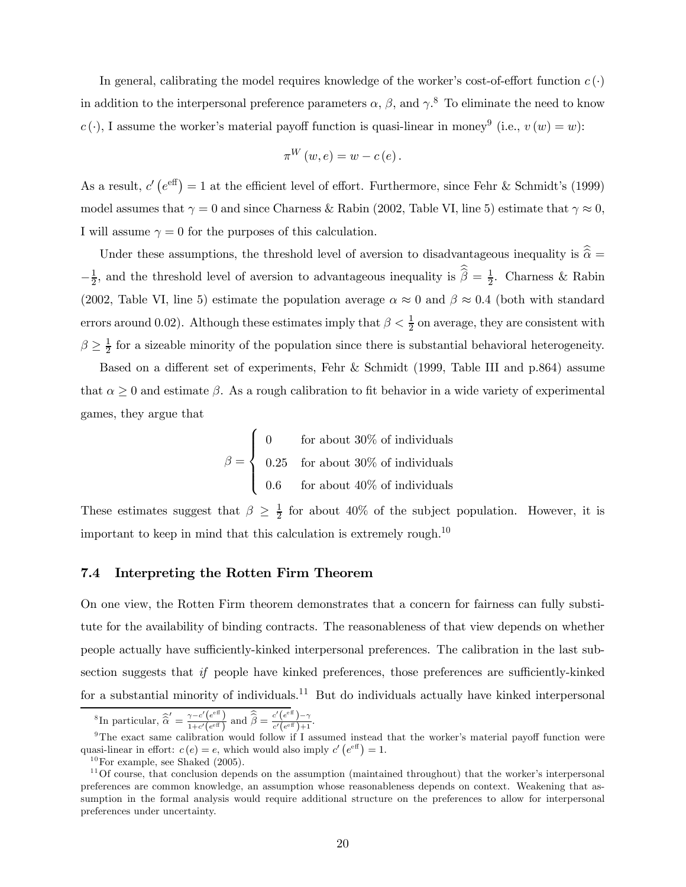In general, calibrating the model requires knowledge of the worker's cost-of-effort function $c(\cdot)$ in addition to the interpersonal preference parameters $\alpha$, $\beta$, and $\gamma$.[8] To eliminate the need to know $c(\cdot)$, I assume the worker's material payoff function is quasi-linear in money[9] (i.e., $v(w) = w$):

$$\pi^W(w, e) = w - c(e).$$

As a result, $c'(e^{\text{eff}}) = 1$ at the efficient level of effort. Furthermore, since Fehr & Schmidt's (1999) model assumes that $\gamma = 0$ and since Charness & Rabin (2002, Table VI, line 5) estimate that $\gamma \approx 0$, I will assume $\gamma = 0$ for the purposes of this calculation.

Under these assumptions, the threshold level of aversion to disadvantageous inequality is $\widehat{\widehat{\alpha}} = -\frac{1}{2}$, and the threshold level of aversion to advantageous inequality is $\widehat{\widehat{\beta}} = \frac{1}{2}$. Charness & Rabin (2002, Table VI, line 5) estimate the population average $\alpha \approx 0$ and $\beta \approx 0.4$ (both with standard errors around 0.02). Although these estimates imply that $\beta < \frac{1}{2}$ on average, they are consistent with $\beta \geq \frac{1}{2}$ for a sizeable minority of the population since there is substantial behavioral heterogeneity.

Based on a different set of experiments, Fehr & Schmidt (1999, Table III and p.864) assume that $\alpha \geq 0$ and estimate $\beta$. As a rough calibration to fit behavior in a wide variety of experimental games, they argue that

$$\beta = \begin{cases} 0 & \text{for about 30\% of individuals} \\ 0.25 & \text{for about 30\% of individuals} \\ 0.6 & \text{for about 40\% of individuals} \end{cases}$$

These estimates suggest that $\beta \geq \frac{1}{2}$ for about 40% of the subject population. However, it is important to keep in mind that this calculation is extremely rough.[10]

### 7.4 Interpreting the Rotten Firm Theorem

On one view, the Rotten Firm theorem demonstrates that a concern for fairness can fully substitute for the availability of binding contracts. The reasonableness of that view depends on whether people actually have sufficiently-kinked interpersonal preferences. The calibration in the last subsection suggests that *if* people have kinked preferences, those preferences are sufficiently-kinked for a substantial minority of individuals.[11] But do individuals actually have kinked interpersonal

---

[8] In particular, $\widehat{\widehat{\alpha}}' = \frac{\gamma - c'(e^{\text{eff}})}{1 + c'(e^{\text{eff}})}$ and $\widehat{\widehat{\beta}} = \frac{c'(e^{\text{eff}}) - \gamma}{c'(e^{\text{eff}}) + 1}$.

[9] The exact same calibration would follow if I assumed instead that the worker's material payoff function were quasi-linear in effort: $c(e) = e$, which would also imply $c'(e^{\text{eff}}) = 1$.

[10] For example, see Shaked (2005).

[11] Of course, that conclusion depends on the assumption (maintained throughout) that the worker's interpersonal preferences are common knowledge, an assumption whose reasonableness depends on context. Weakening that assumption in the formal analysis would require additional structure on the preferences to allow for interpersonal preferences under uncertainty.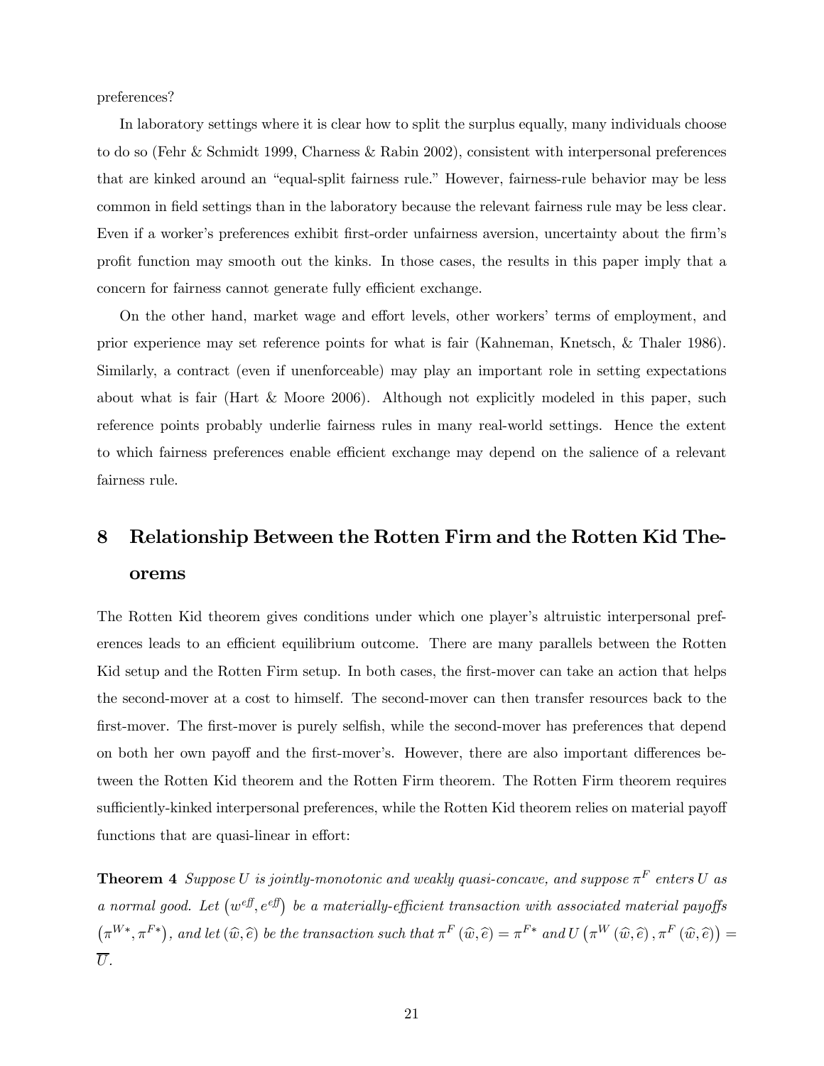preferences?

In laboratory settings where it is clear how to split the surplus equally, many individuals choose to do so (Fehr & Schmidt 1999, Charness & Rabin 2002), consistent with interpersonal preferences that are kinked around an "equal-split fairness rule." However, fairness-rule behavior may be less common in field settings than in the laboratory because the relevant fairness rule may be less clear. Even if a worker's preferences exhibit first-order unfairness aversion, uncertainty about the firm's profit function may smooth out the kinks. In those cases, the results in this paper imply that a concern for fairness cannot generate fully efficient exchange.

On the other hand, market wage and effort levels, other workers' terms of employment, and prior experience may set reference points for what is fair (Kahneman, Knetsch, & Thaler 1986). Similarly, a contract (even if unenforceable) may play an important role in setting expectations about what is fair (Hart & Moore 2006). Although not explicitly modeled in this paper, such reference points probably underlie fairness rules in many real-world settings. Hence the extent to which fairness preferences enable efficient exchange may depend on the salience of a relevant fairness rule.

# 8 Relationship Between the Rotten Firm and the Rotten Kid Theorems

The Rotten Kid theorem gives conditions under which one player's altruistic interpersonal preferences leads to an efficient equilibrium outcome. There are many parallels between the Rotten Kid setup and the Rotten Firm setup. In both cases, the first-mover can take an action that helps the second-mover at a cost to himself. The second-mover can then transfer resources back to the first-mover. The first-mover is purely selfish, while the second-mover has preferences that depend on both her own payoff and the first-mover's. However, there are also important differences between the Rotten Kid theorem and the Rotten Firm theorem. The Rotten Firm theorem requires sufficiently-kinked interpersonal preferences, while the Rotten Kid theorem relies on material payoff functions that are quasi-linear in effort:

**Theorem 4** *Suppose $U$ is jointly-monotonic and weakly quasi-concave, and suppose $\pi^F$ enters $U$ as a normal good. Let $\left(w^{eff}, e^{eff}\right)$ be a materially-efficient transaction with associated material payoffs $\left(\pi^{W*}, \pi^{F*}\right)$, and let $(\widehat{w}, \widehat{e})$ be the transaction such that $\pi^F(\widehat{w}, \widehat{e}) = \pi^{F*}$ and $U\left(\pi^W(\widehat{w}, \widehat{e}), \pi^F(\widehat{w}, \widehat{e})\right) = \overline{U}$.*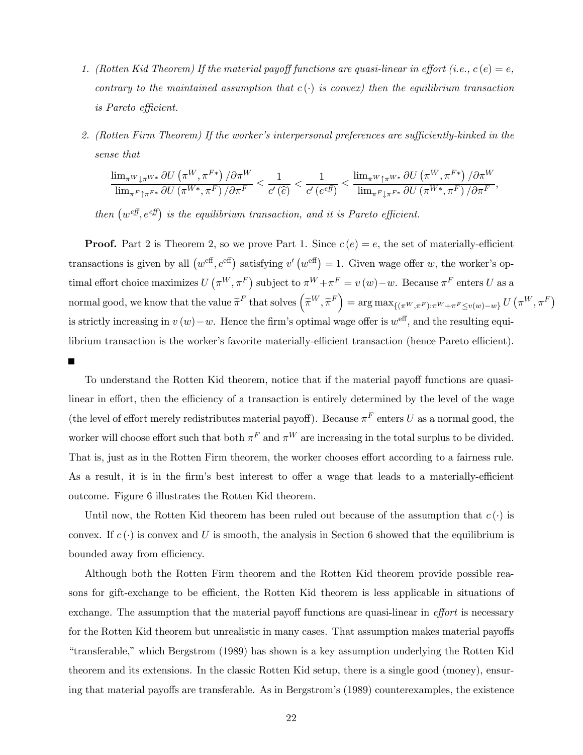1. *(Rotten Kid Theorem) If the material payoff functions are quasi-linear in effort (i.e., $c(e) = e$, contrary to the maintained assumption that $c(\cdot)$ is convex) then the equilibrium transaction is Pareto efficient.*

2. *(Rotten Firm Theorem) If the worker's interpersonal preferences are sufficiently-kinked in the sense that*

$$\frac{\lim_{\pi^W \downarrow \pi^{W*}} \partial U\left(\pi^W, \pi^{F*}\right)/\partial \pi^W}{\lim_{\pi^F \uparrow \pi^{F*}} \partial U\left(\pi^{W*}, \pi^F\right)/\partial \pi^F} \leq \frac{1}{c'(\widehat{e})} < \frac{1}{c'(e^{eff})} \leq \frac{\lim_{\pi^W \uparrow \pi^{W*}} \partial U\left(\pi^W, \pi^{F*}\right)/\partial \pi^W}{\lim_{\pi^F \downarrow \pi^{F*}} \partial U\left(\pi^{W*}, \pi^F\right)/\partial \pi^F},$$

*then $\left(w^{eff}, e^{eff}\right)$ is the equilibrium transaction, and it is Pareto efficient.*

**Proof.** Part 2 is Theorem 2, so we prove Part 1. Since $c(e) = e$, the set of materially-efficient transactions is given by all $\left(w^{\text{eff}}, e^{\text{eff}}\right)$ satisfying $v'\left(w^{\text{eff}}\right) = 1$. Given wage offer $w$, the worker's optimal effort choice maximizes $U\left(\pi^W, \pi^F\right)$ subject to $\pi^W + \pi^F = v(w) - w$. Because $\pi^F$ enters $U$ as a normal good, we know that the value $\widetilde{\pi}^F$ that solves $\left(\widetilde{\pi}^W, \widetilde{\pi}^F\right) = \arg\max_{\{(\pi^W,\pi^F):\pi^W+\pi^F \leq v(w)-w\}} U\left(\pi^W, \pi^F\right)$ is strictly increasing in $v(w) - w$. Hence the firm's optimal wage offer is $w^{\text{eff}}$, and the resulting equilibrium transaction is the worker's favorite materially-efficient transaction (hence Pareto efficient). ■

To understand the Rotten Kid theorem, notice that if the material payoff functions are quasi-linear in effort, then the efficiency of a transaction is entirely determined by the level of the wage (the level of effort merely redistributes material payoff). Because $\pi^F$ enters $U$ as a normal good, the worker will choose effort such that both $\pi^F$ and $\pi^W$ are increasing in the total surplus to be divided. That is, just as in the Rotten Firm theorem, the worker chooses effort according to a fairness rule. As a result, it is in the firm's best interest to offer a wage that leads to a materially-efficient outcome. Figure 6 illustrates the Rotten Kid theorem.

Until now, the Rotten Kid theorem has been ruled out because of the assumption that $c(\cdot)$ is convex. If $c(\cdot)$ is convex and $U$ is smooth, the analysis in Section 6 showed that the equilibrium is bounded away from efficiency.

Although both the Rotten Firm theorem and the Rotten Kid theorem provide possible reasons for gift-exchange to be efficient, the Rotten Kid theorem is less applicable in situations of exchange. The assumption that the material payoff functions are quasi-linear in *effort* is necessary for the Rotten Kid theorem but unrealistic in many cases. That assumption makes material payoffs "transferable," which Bergstrom (1989) has shown is a key assumption underlying the Rotten Kid theorem and its extensions. In the classic Rotten Kid setup, there is a single good (money), ensuring that material payoffs are transferable. As in Bergstrom's (1989) counterexamples, the existence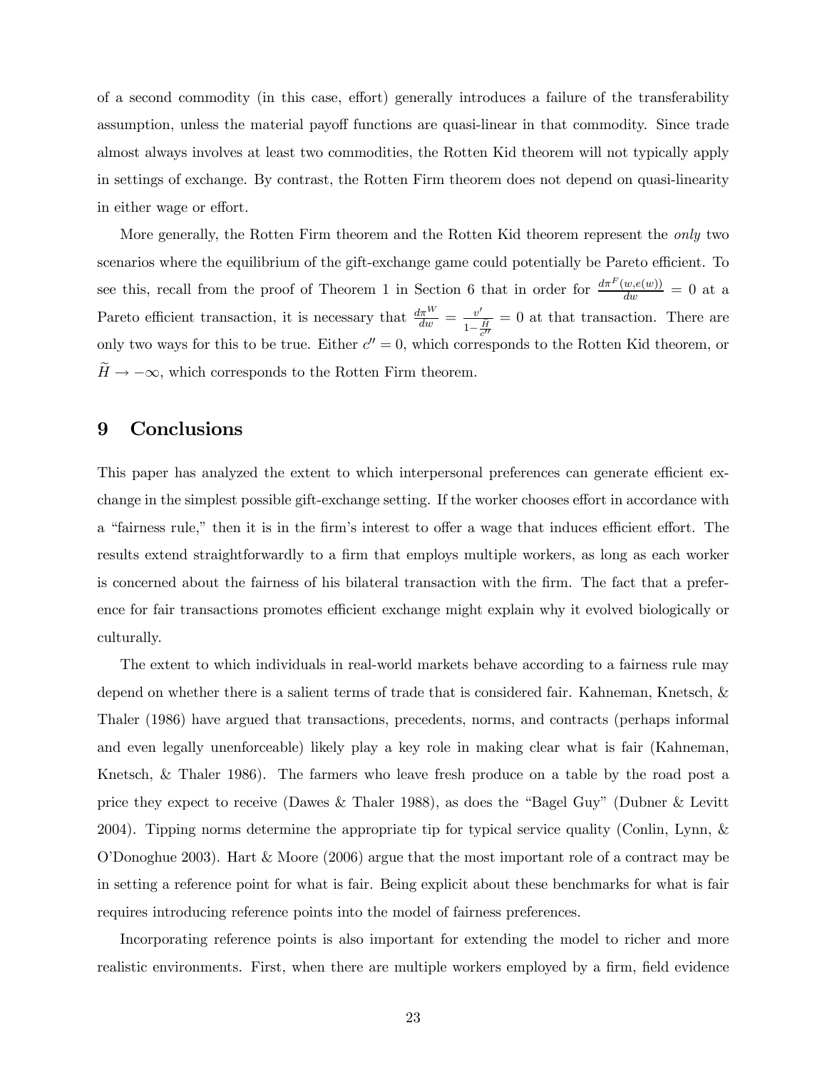of a second commodity (in this case, effort) generally introduces a failure of the transferability assumption, unless the material payoff functions are quasi-linear in that commodity. Since trade almost always involves at least two commodities, the Rotten Kid theorem will not typically apply in settings of exchange. By contrast, the Rotten Firm theorem does not depend on quasi-linearity in either wage or effort.

More generally, the Rotten Firm theorem and the Rotten Kid theorem represent the *only* two scenarios where the equilibrium of the gift-exchange game could potentially be Pareto efficient. To see this, recall from the proof of Theorem 1 in Section 6 that in order for $\frac{d\pi^F(w,e(w))}{dw} = 0$ at a Pareto efficient transaction, it is necessary that $\frac{d\pi^W}{dw} = \frac{v'}{1-\frac{\widetilde{H}}{c''}} = 0$ at that transaction. There are only two ways for this to be true. Either $c'' = 0$, which corresponds to the Rotten Kid theorem, or $\widetilde{H} \to -\infty$, which corresponds to the Rotten Firm theorem.

## 9 Conclusions

This paper has analyzed the extent to which interpersonal preferences can generate efficient exchange in the simplest possible gift-exchange setting. If the worker chooses effort in accordance with a "fairness rule," then it is in the firm's interest to offer a wage that induces efficient effort. The results extend straightforwardly to a firm that employs multiple workers, as long as each worker is concerned about the fairness of his bilateral transaction with the firm. The fact that a preference for fair transactions promotes efficient exchange might explain why it evolved biologically or culturally.

The extent to which individuals in real-world markets behave according to a fairness rule may depend on whether there is a salient terms of trade that is considered fair. Kahneman, Knetsch, & Thaler (1986) have argued that transactions, precedents, norms, and contracts (perhaps informal and even legally unenforceable) likely play a key role in making clear what is fair (Kahneman, Knetsch, & Thaler 1986). The farmers who leave fresh produce on a table by the road post a price they expect to receive (Dawes & Thaler 1988), as does the "Bagel Guy" (Dubner & Levitt 2004). Tipping norms determine the appropriate tip for typical service quality (Conlin, Lynn, & O'Donoghue 2003). Hart & Moore (2006) argue that the most important role of a contract may be in setting a reference point for what is fair. Being explicit about these benchmarks for what is fair requires introducing reference points into the model of fairness preferences.

Incorporating reference points is also important for extending the model to richer and more realistic environments. First, when there are multiple workers employed by a firm, field evidence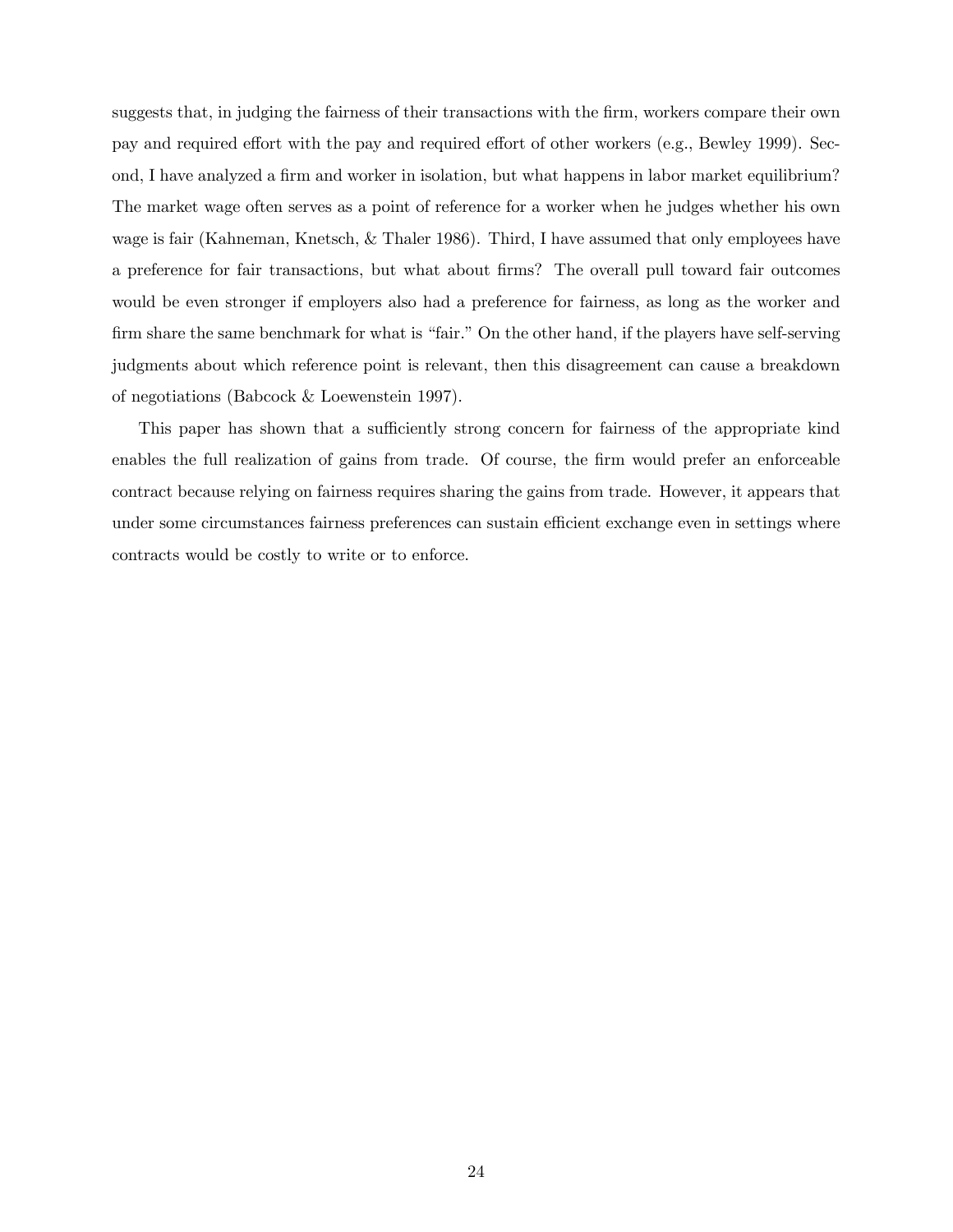suggests that, in judging the fairness of their transactions with the firm, workers compare their own pay and required effort with the pay and required effort of other workers (e.g., Bewley 1999). Second, I have analyzed a firm and worker in isolation, but what happens in labor market equilibrium? The market wage often serves as a point of reference for a worker when he judges whether his own wage is fair (Kahneman, Knetsch, & Thaler 1986). Third, I have assumed that only employees have a preference for fair transactions, but what about firms? The overall pull toward fair outcomes would be even stronger if employers also had a preference for fairness, as long as the worker and firm share the same benchmark for what is "fair." On the other hand, if the players have self-serving judgments about which reference point is relevant, then this disagreement can cause a breakdown of negotiations (Babcock & Loewenstein 1997).

This paper has shown that a sufficiently strong concern for fairness of the appropriate kind enables the full realization of gains from trade. Of course, the firm would prefer an enforceable contract because relying on fairness requires sharing the gains from trade. However, it appears that under some circumstances fairness preferences can sustain efficient exchange even in settings where contracts would be costly to write or to enforce.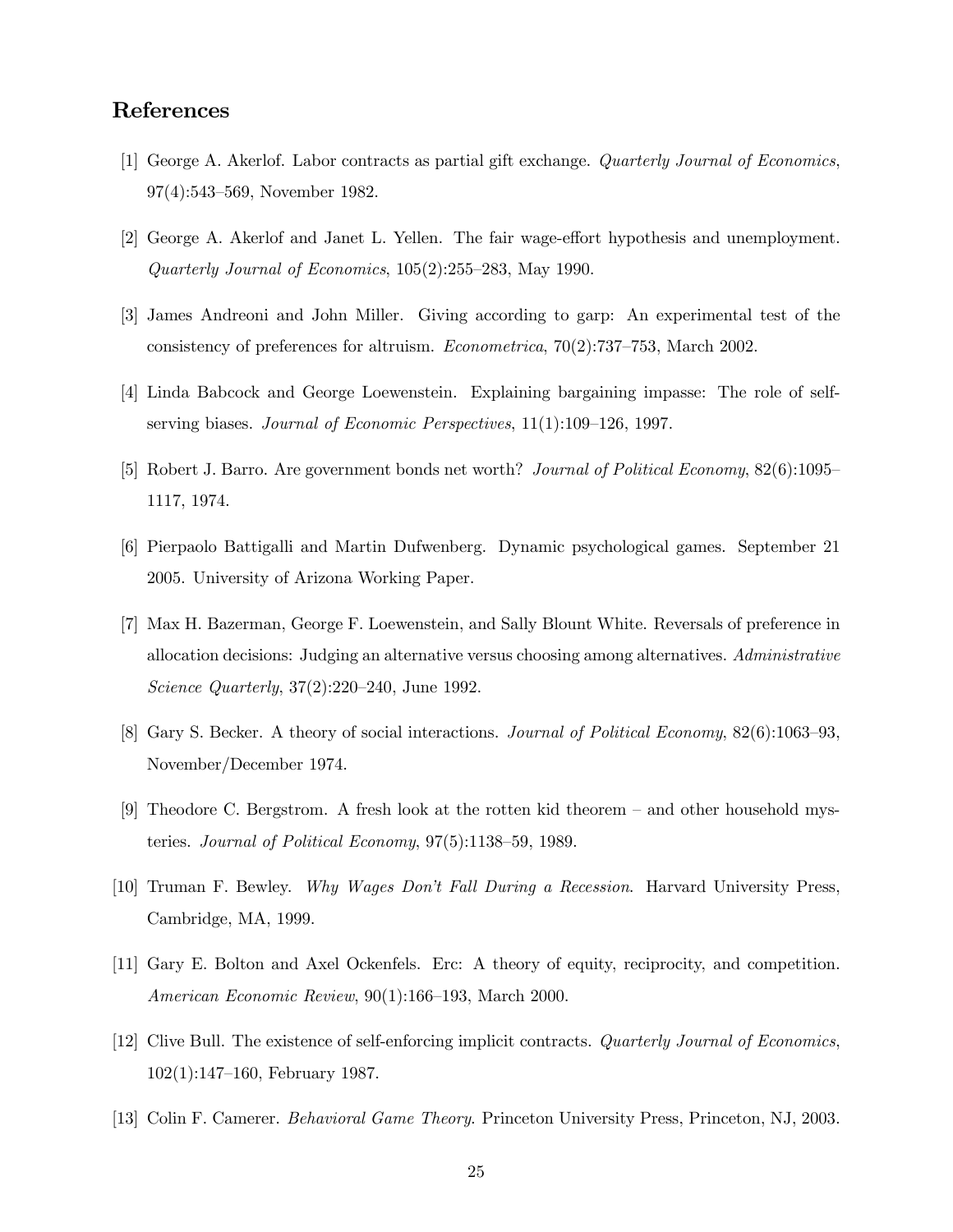## References

[1] George A. Akerlof. Labor contracts as partial gift exchange. *Quarterly Journal of Economics*, 97(4):543–569, November 1982.

[2] George A. Akerlof and Janet L. Yellen. The fair wage-effort hypothesis and unemployment. *Quarterly Journal of Economics*, 105(2):255–283, May 1990.

[3] James Andreoni and John Miller. Giving according to garp: An experimental test of the consistency of preferences for altruism. *Econometrica*, 70(2):737–753, March 2002.

[4] Linda Babcock and George Loewenstein. Explaining bargaining impasse: The role of self-serving biases. *Journal of Economic Perspectives*, 11(1):109–126, 1997.

[5] Robert J. Barro. Are government bonds net worth? *Journal of Political Economy*, 82(6):1095–1117, 1974.

[6] Pierpaolo Battigalli and Martin Dufwenberg. Dynamic psychological games. September 21 2005. University of Arizona Working Paper.

[7] Max H. Bazerman, George F. Loewenstein, and Sally Blount White. Reversals of preference in allocation decisions: Judging an alternative versus choosing among alternatives. *Administrative Science Quarterly*, 37(2):220–240, June 1992.

[8] Gary S. Becker. A theory of social interactions. *Journal of Political Economy*, 82(6):1063–93, November/December 1974.

[9] Theodore C. Bergstrom. A fresh look at the rotten kid theorem – and other household mysteries. *Journal of Political Economy*, 97(5):1138–59, 1989.

[10] Truman F. Bewley. *Why Wages Don't Fall During a Recession*. Harvard University Press, Cambridge, MA, 1999.

[11] Gary E. Bolton and Axel Ockenfels. Erc: A theory of equity, reciprocity, and competition. *American Economic Review*, 90(1):166–193, March 2000.

[12] Clive Bull. The existence of self-enforcing implicit contracts. *Quarterly Journal of Economics*, 102(1):147–160, February 1987.

[13] Colin F. Camerer. *Behavioral Game Theory*. Princeton University Press, Princeton, NJ, 2003.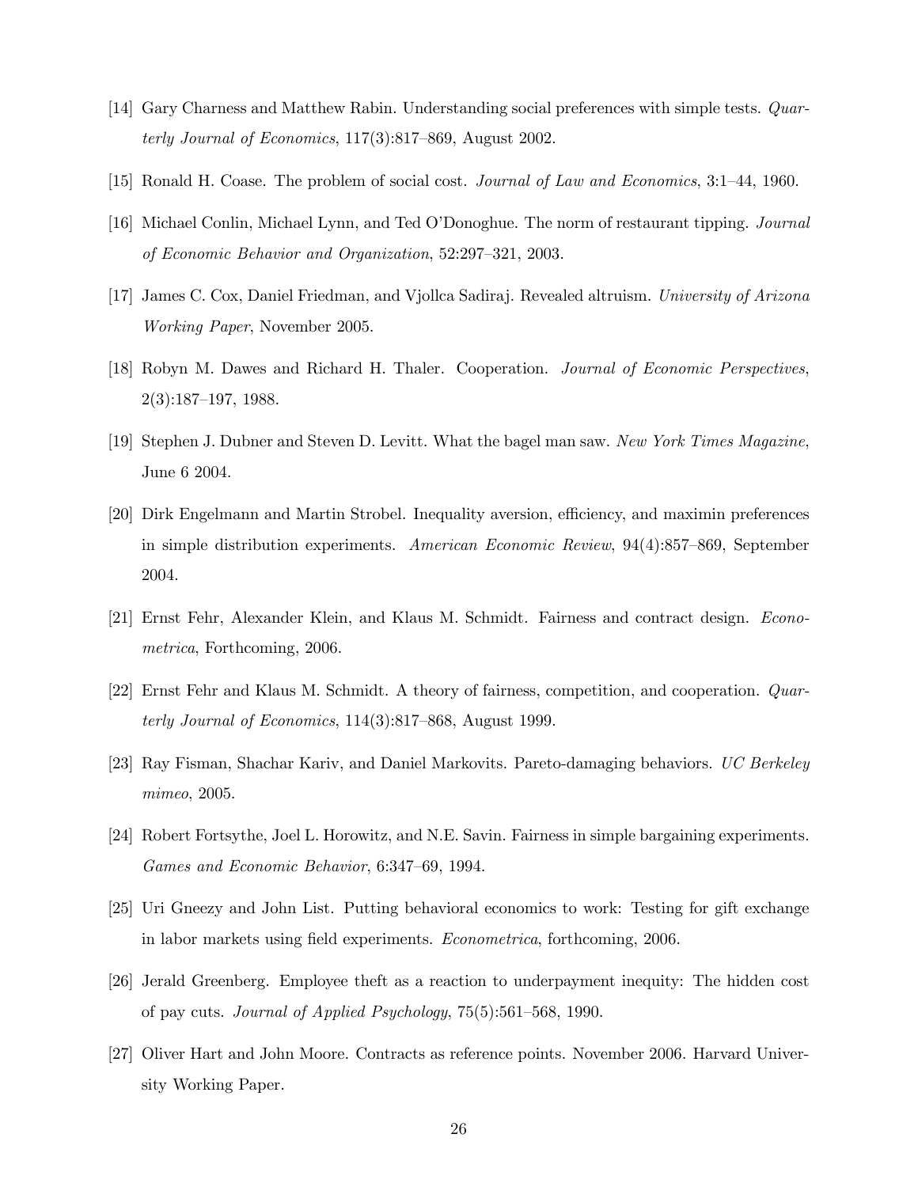[14] Gary Charness and Matthew Rabin. Understanding social preferences with simple tests. *Quarterly Journal of Economics*, 117(3):817–869, August 2002.

[15] Ronald H. Coase. The problem of social cost. *Journal of Law and Economics*, 3:1–44, 1960.

[16] Michael Conlin, Michael Lynn, and Ted O'Donoghue. The norm of restaurant tipping. *Journal of Economic Behavior and Organization*, 52:297–321, 2003.

[17] James C. Cox, Daniel Friedman, and Vjollca Sadiraj. Revealed altruism. *University of Arizona Working Paper*, November 2005.

[18] Robyn M. Dawes and Richard H. Thaler. Cooperation. *Journal of Economic Perspectives*, 2(3):187–197, 1988.

[19] Stephen J. Dubner and Steven D. Levitt. What the bagel man saw. *New York Times Magazine*, June 6 2004.

[20] Dirk Engelmann and Martin Strobel. Inequality aversion, efficiency, and maximin preferences in simple distribution experiments. *American Economic Review*, 94(4):857–869, September 2004.

[21] Ernst Fehr, Alexander Klein, and Klaus M. Schmidt. Fairness and contract design. *Econometrica*, Forthcoming, 2006.

[22] Ernst Fehr and Klaus M. Schmidt. A theory of fairness, competition, and cooperation. *Quarterly Journal of Economics*, 114(3):817–868, August 1999.

[23] Ray Fisman, Shachar Kariv, and Daniel Markovits. Pareto-damaging behaviors. *UC Berkeley mimeo*, 2005.

[24] Robert Fortsythe, Joel L. Horowitz, and N.E. Savin. Fairness in simple bargaining experiments. *Games and Economic Behavior*, 6:347–69, 1994.

[25] Uri Gneezy and John List. Putting behavioral economics to work: Testing for gift exchange in labor markets using field experiments. *Econometrica*, forthcoming, 2006.

[26] Jerald Greenberg. Employee theft as a reaction to underpayment inequity: The hidden cost of pay cuts. *Journal of Applied Psychology*, 75(5):561–568, 1990.

[27] Oliver Hart and John Moore. Contracts as reference points. November 2006. Harvard University Working Paper.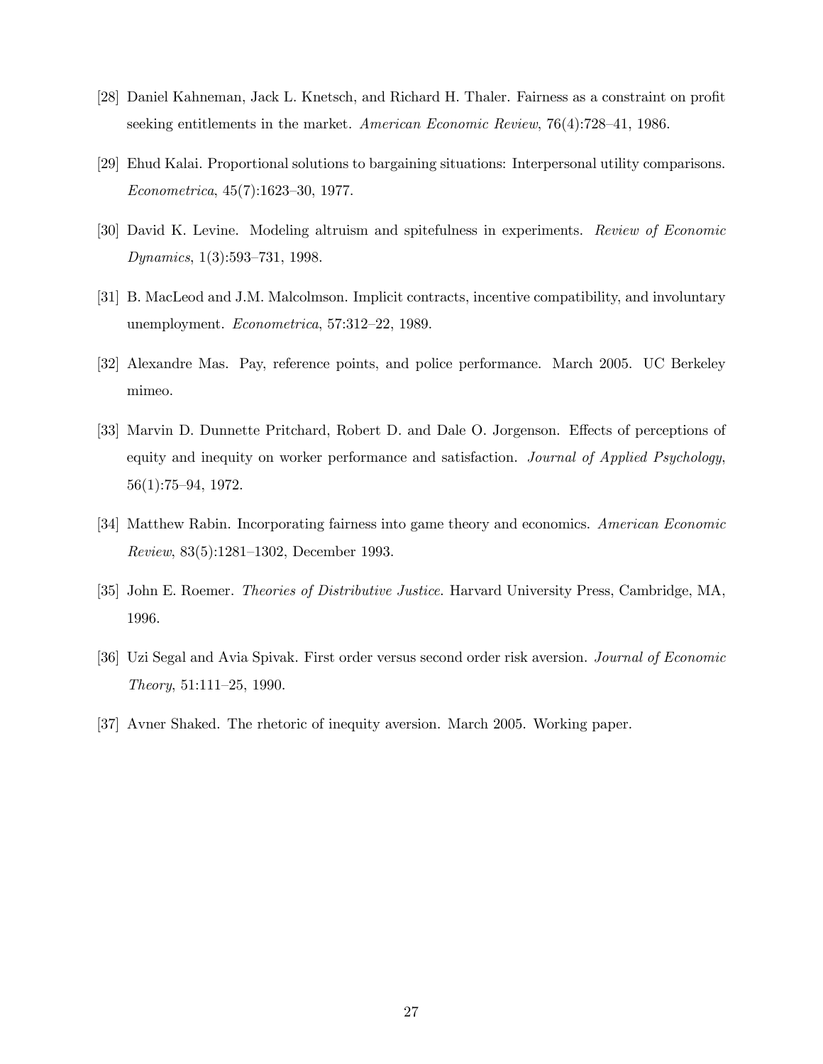[28] Daniel Kahneman, Jack L. Knetsch, and Richard H. Thaler. Fairness as a constraint on profit seeking entitlements in the market. *American Economic Review*, 76(4):728–41, 1986.

[29] Ehud Kalai. Proportional solutions to bargaining situations: Interpersonal utility comparisons. *Econometrica*, 45(7):1623–30, 1977.

[30] David K. Levine. Modeling altruism and spitefulness in experiments. *Review of Economic Dynamics*, 1(3):593–731, 1998.

[31] B. MacLeod and J.M. Malcolmson. Implicit contracts, incentive compatibility, and involuntary unemployment. *Econometrica*, 57:312–22, 1989.

[32] Alexandre Mas. Pay, reference points, and police performance. March 2005. UC Berkeley mimeo.

[33] Marvin D. Dunnette Pritchard, Robert D. and Dale O. Jorgenson. Effects of perceptions of equity and inequity on worker performance and satisfaction. *Journal of Applied Psychology*, 56(1):75–94, 1972.

[34] Matthew Rabin. Incorporating fairness into game theory and economics. *American Economic Review*, 83(5):1281–1302, December 1993.

[35] John E. Roemer. *Theories of Distributive Justice*. Harvard University Press, Cambridge, MA, 1996.

[36] Uzi Segal and Avia Spivak. First order versus second order risk aversion. *Journal of Economic Theory*, 51:111–25, 1990.

[37] Avner Shaked. The rhetoric of inequity aversion. March 2005. Working paper.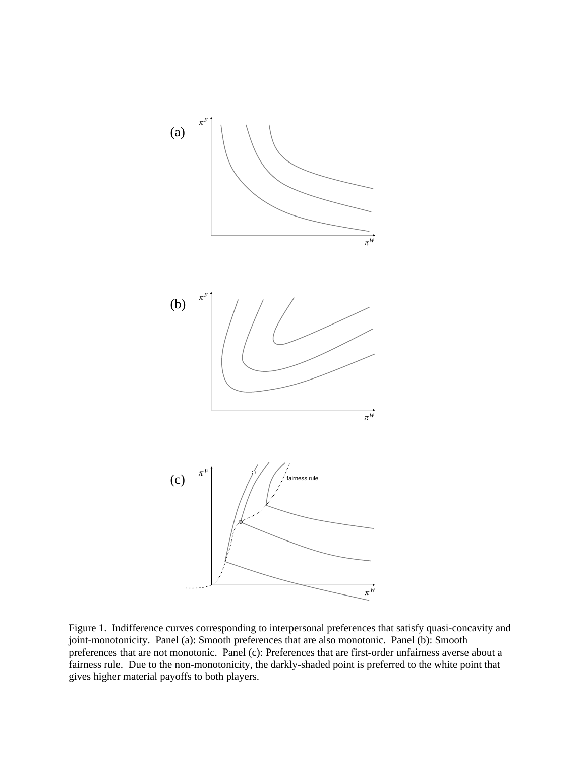Figure 1. Indifference curves corresponding to interpersonal preferences that satisfy quasi-concavity and joint-monotonicity. Panel (a): Smooth preferences that are also monotonic. Panel (b): Smooth preferences that are not monotonic. Panel (c): Preferences that are first-order unfairness averse about a fairness rule. Due to the non-monotonicity, the darkly-shaded point is preferred to the white point that gives higher material payoffs to both players.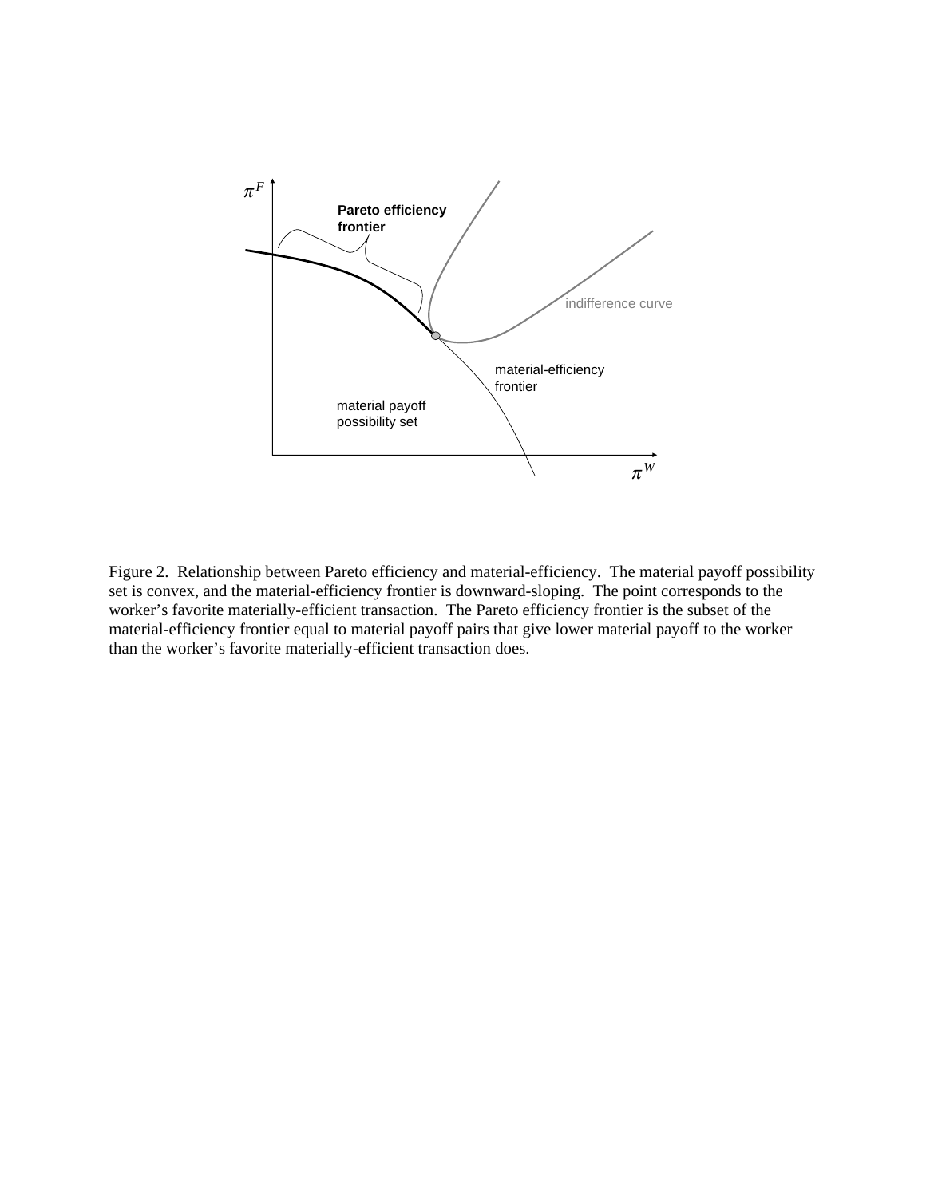Figure 2. Relationship between Pareto efficiency and material-efficiency. The material payoff possibility set is convex, and the material-efficiency frontier is downward-sloping. The point corresponds to the worker's favorite materially-efficient transaction. The Pareto efficiency frontier is the subset of the material-efficiency frontier equal to material payoff pairs that give lower material payoff to the worker than the worker's favorite materially-efficient transaction does.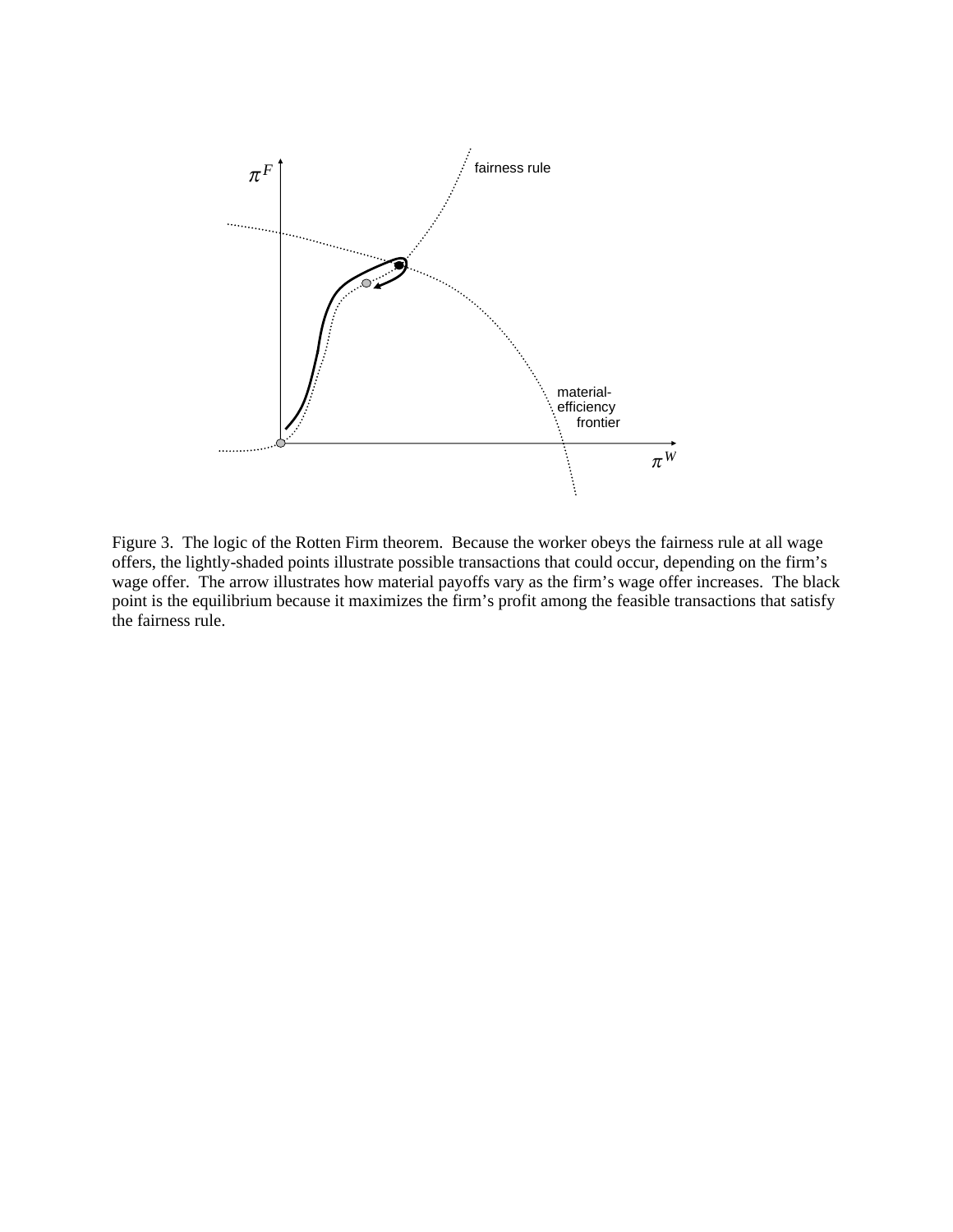Figure 3. The logic of the Rotten Firm theorem. Because the worker obeys the fairness rule at all wage offers, the lightly-shaded points illustrate possible transactions that could occur, depending on the firm's wage offer. The arrow illustrates how material payoffs vary as the firm's wage offer increases. The black point is the equilibrium because it maximizes the firm's profit among the feasible transactions that satisfy the fairness rule.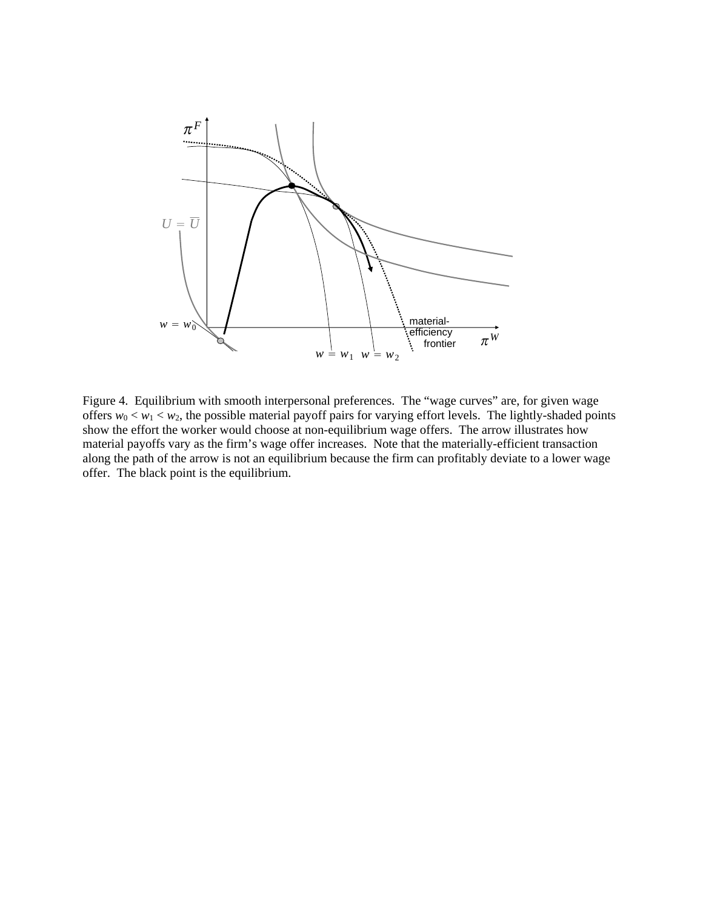Figure 4. Equilibrium with smooth interpersonal preferences. The "wage curves" are, for given wage offers $w_0 < w_1 < w_2$, the possible material payoff pairs for varying effort levels. The lightly-shaded points show the effort the worker would choose at non-equilibrium wage offers. The arrow illustrates how material payoffs vary as the firm's wage offer increases. Note that the materially-efficient transaction along the path of the arrow is not an equilibrium because the firm can profitably deviate to a lower wage offer. The black point is the equilibrium.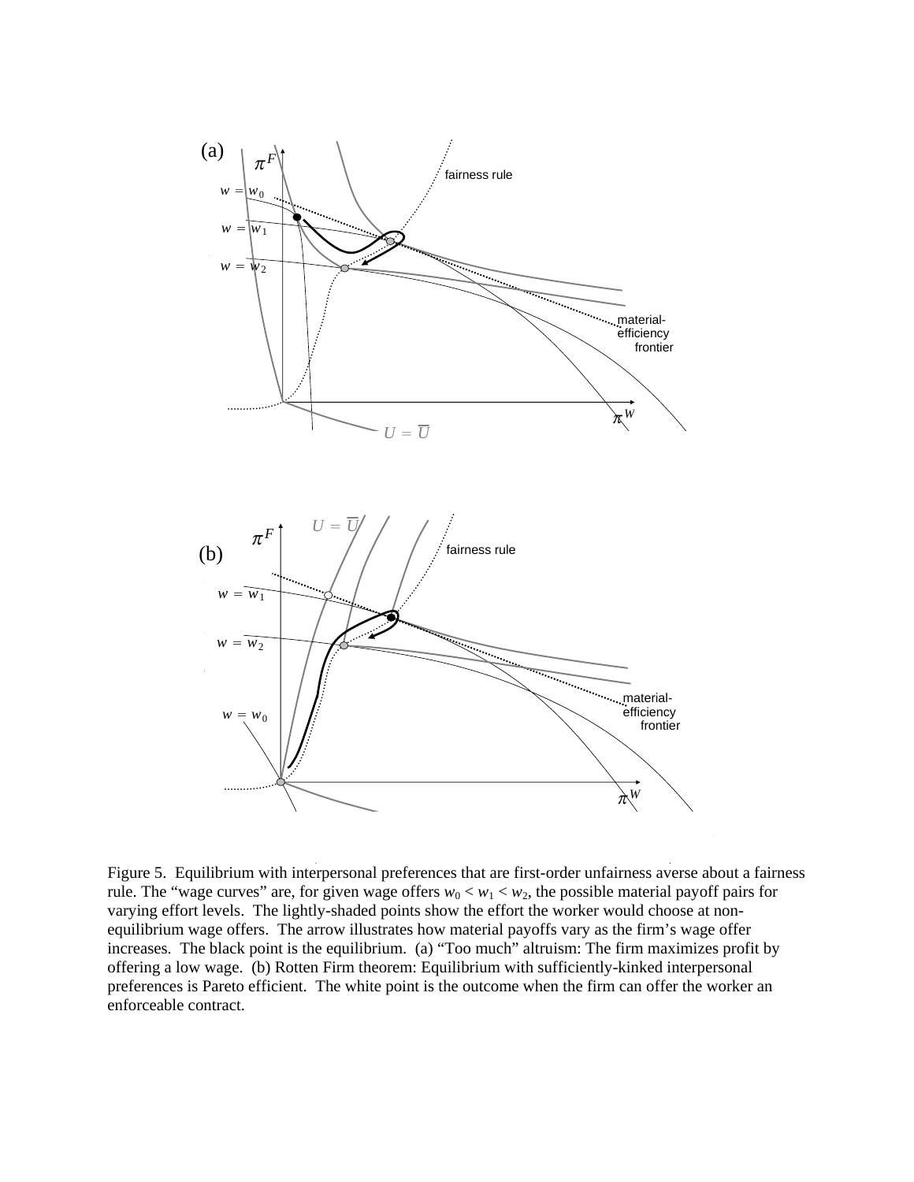Figure 5. Equilibrium with interpersonal preferences that are first-order unfairness averse about a fairness rule. The "wage curves" are, for given wage offers $w_0 < w_1 < w_2$, the possible material payoff pairs for varying effort levels. The lightly-shaded points show the effort the worker would choose at non-equilibrium wage offers. The arrow illustrates how material payoffs vary as the firm's wage offer increases. The black point is the equilibrium. (a) "Too much" altruism: The firm maximizes profit by offering a low wage. (b) Rotten Firm theorem: Equilibrium with sufficiently-kinked interpersonal preferences is Pareto efficient. The white point is the outcome when the firm can offer the worker an enforceable contract.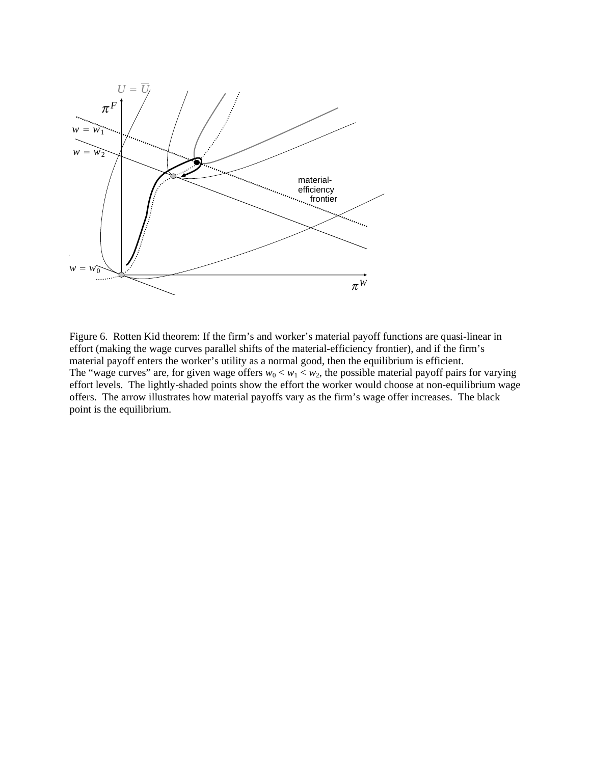$U = \overline{U}$

$\pi^F$

$w = w_1$

$w = w_2$

material-efficiency frontier

$w = w_0$

$\pi^W$

Figure 6. Rotten Kid theorem: If the firm's and worker's material payoff functions are quasi-linear in effort (making the wage curves parallel shifts of the material-efficiency frontier), and if the firm's material payoff enters the worker's utility as a normal good, then the equilibrium is efficient.
The "wage curves" are, for given wage offers $w_0 < w_1 < w_2$, the possible material payoff pairs for varying effort levels. The lightly-shaded points show the effort the worker would choose at non-equilibrium wage offers. The arrow illustrates how material payoffs vary as the firm's wage offer increases. The black point is the equilibrium.